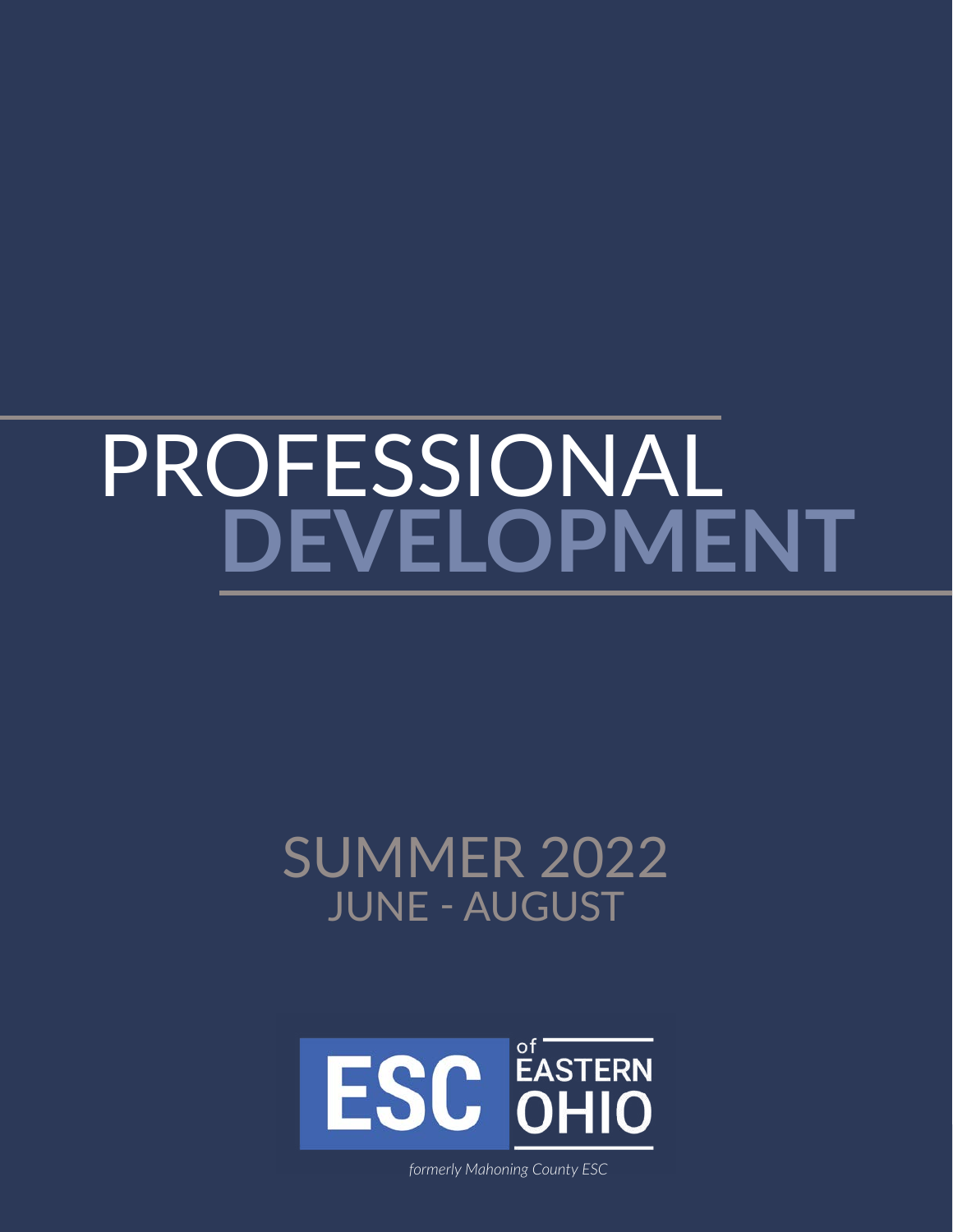# PROFESSIONAL DEVELOPMENT

## SUMMER 2022
### JUNE - AUGUST

ESC of EASTERN OHIO

*formerly Mahoning County ESC*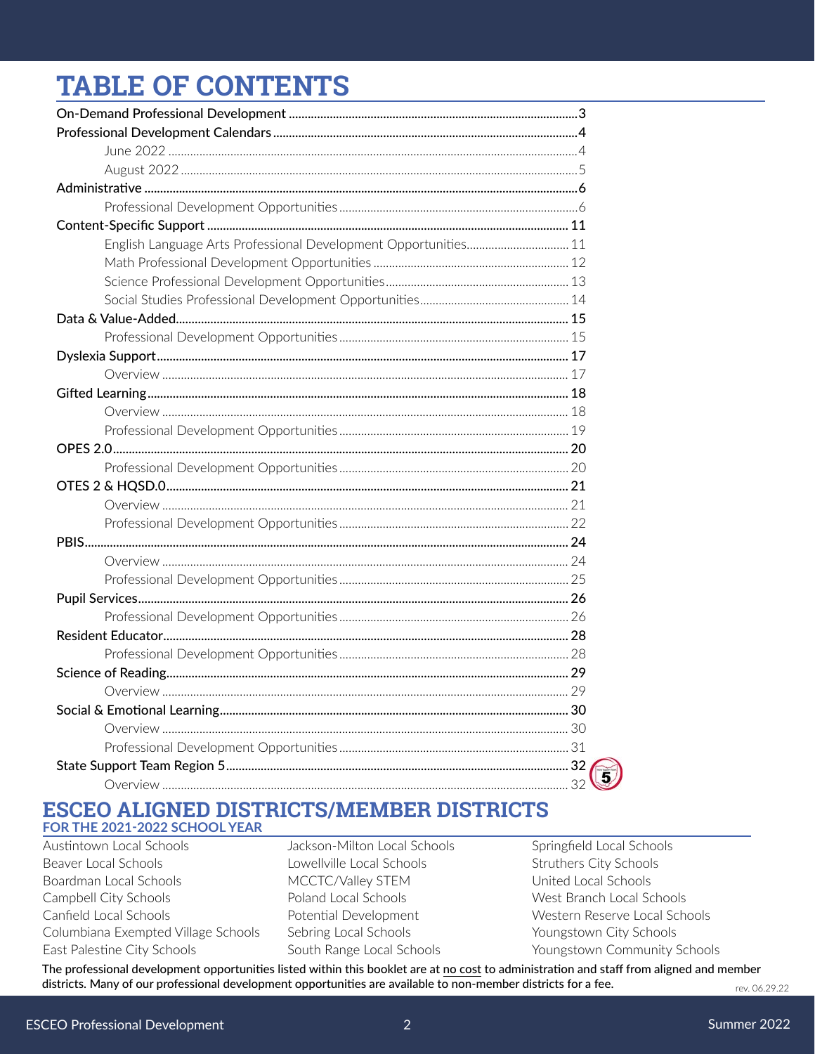# TABLE OF CONTENTS

- On-Demand Professional Development ... 3
- Professional Development Calendars ... 4
  - June 2022 ... 4
  - August 2022 ... 5
- Administrative ... 6
  - Professional Development Opportunities ... 6
- Content-Specific Support ... 11
  - English Language Arts Professional Development Opportunities ... 11
  - Math Professional Development Opportunities ... 12
  - Science Professional Development Opportunities ... 13
  - Social Studies Professional Development Opportunities ... 14
- Data & Value-Added ... 15
  - Professional Development Opportunities ... 15
- Dyslexia Support ... 17
  - Overview ... 17
- Gifted Learning ... 18
  - Overview ... 18
  - Professional Development Opportunities ... 19
- OPES 2.0 ... 20
  - Professional Development Opportunities ... 20
- OTES 2 & HQSD.0 ... 21
  - Overview ... 21
  - Professional Development Opportunities ... 22
- PBIS ... 24
  - Overview ... 24
  - Professional Development Opportunities ... 25
- Pupil Services ... 26
  - Professional Development Opportunities ... 26
- Resident Educator ... 28
  - Professional Development Opportunities ... 28
- Science of Reading ... 29
  - Overview ... 29
- Social & Emotional Learning ... 30
  - Overview ... 30
  - Professional Development Opportunities ... 31
- State Support Team Region 5 ... 32
  - Overview ... 32

## ESCEO ALIGNED DISTRICTS/MEMBER DISTRICTS

### FOR THE 2021-2022 SCHOOL YEAR

- Austintown Local Schools
- Beaver Local Schools
- Boardman Local Schools
- Campbell City Schools
- Canfield Local Schools
- Columbiana Exempted Village Schools
- East Palestine City Schools
- Jackson-Milton Local Schools
- Lowellville Local Schools
- MCCTC/Valley STEM
- Poland Local Schools
- Potential Development
- Sebring Local Schools
- South Range Local Schools
- Springfield Local Schools
- Struthers City Schools
- United Local Schools
- West Branch Local Schools
- Western Reserve Local Schools
- Youngstown City Schools
- Youngstown Community Schools

**The professional development opportunities listed within this booklet are at no cost to administration and staff from aligned and member districts. Many of our professional development opportunities are available to non-member districts for a fee.**

rev. 06.29.22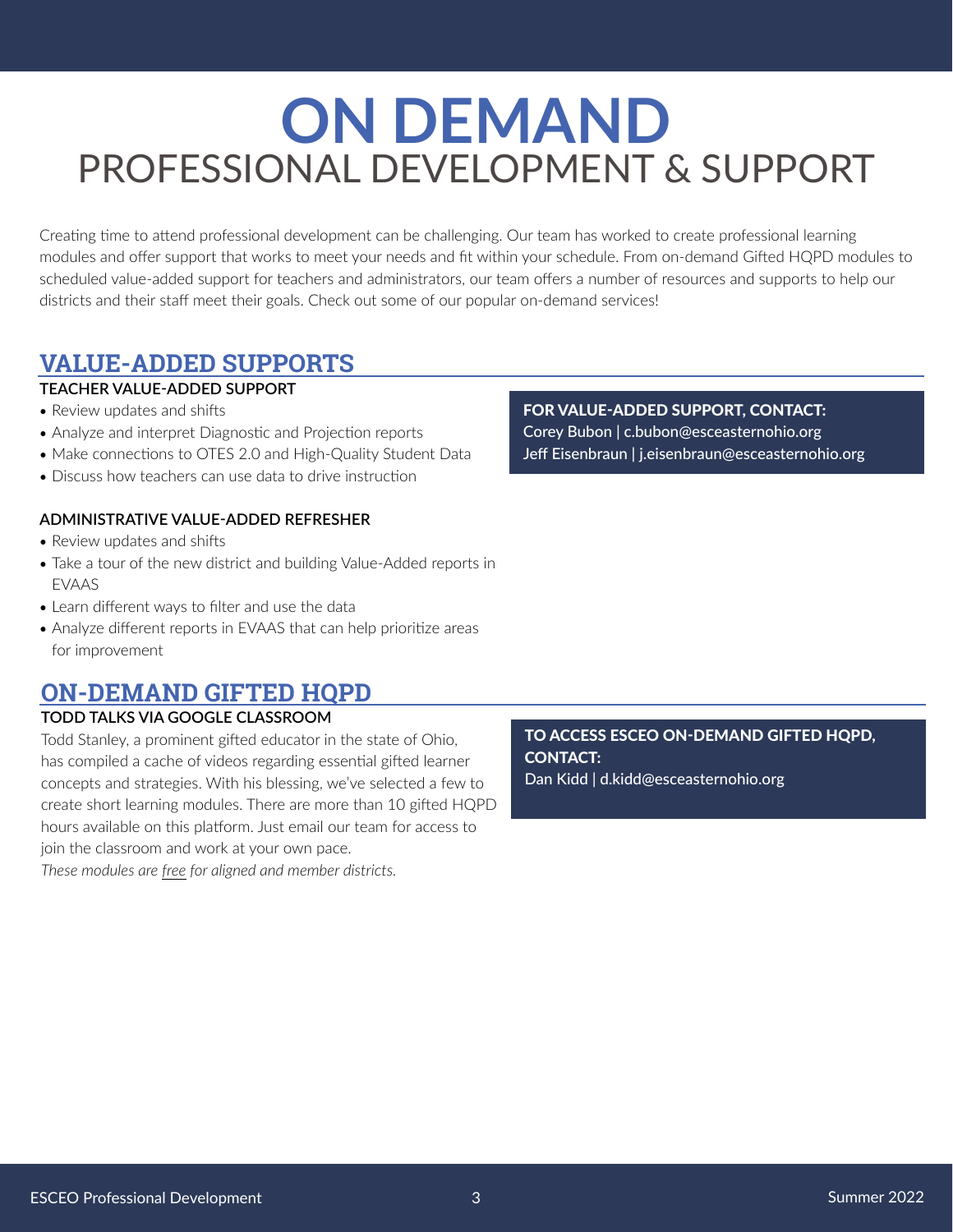# ON DEMAND
# PROFESSIONAL DEVELOPMENT & SUPPORT

Creating time to attend professional development can be challenging. Our team has worked to create professional learning modules and offer support that works to meet your needs and fit within your schedule. From on-demand Gifted HQPD modules to scheduled value-added support for teachers and administrators, our team offers a number of resources and supports to help our districts and their staff meet their goals. Check out some of our popular on-demand services!

## VALUE-ADDED SUPPORTS

### TEACHER VALUE-ADDED SUPPORT

- Review updates and shifts
- Analyze and interpret Diagnostic and Projection reports
- Make connections to OTES 2.0 and High-Quality Student Data
- Discuss how teachers can use data to drive instruction

### ADMINISTRATIVE VALUE-ADDED REFRESHER

- Review updates and shifts
- Take a tour of the new district and building Value-Added reports in EVAAS
- Learn different ways to filter and use the data
- Analyze different reports in EVAAS that can help prioritize areas for improvement

**FOR VALUE-ADDED SUPPORT, CONTACT:**
Corey Bubon | c.bubon@esceasternohio.org
Jeff Eisenbraun | j.eisenbraun@esceasternohio.org

## ON-DEMAND GIFTED HQPD

### TODD TALKS VIA GOOGLE CLASSROOM

Todd Stanley, a prominent gifted educator in the state of Ohio, has compiled a cache of videos regarding essential gifted learner concepts and strategies. With his blessing, we've selected a few to create short learning modules. There are more than 10 gifted HQPD hours available on this platform. Just email our team for access to join the classroom and work at your own pace.

*These modules are free for aligned and member districts.*

**TO ACCESS ESCEO ON-DEMAND GIFTED HQPD, CONTACT:**
Dan Kidd | d.kidd@esceasternohio.org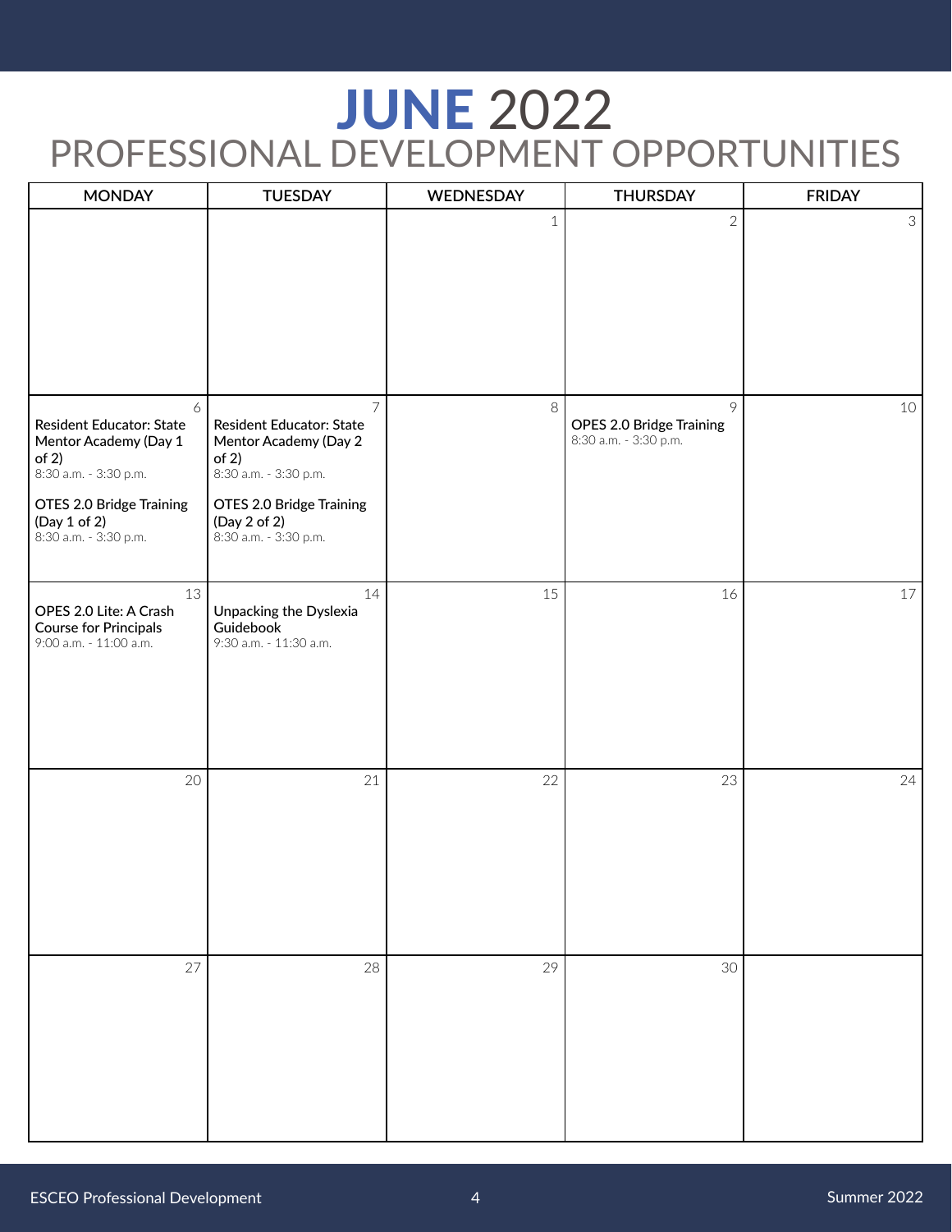# JUNE 2022

## PROFESSIONAL DEVELOPMENT OPPORTUNITIES

| MONDAY | TUESDAY | WEDNESDAY | THURSDAY | FRIDAY |
|---|---|---|---|---|
| | | 1 | 2 | 3 |
| 6<br>**Resident Educator: State Mentor Academy (Day 1 of 2)**<br>8:30 a.m. - 3:30 p.m.<br><br>**OTES 2.0 Bridge Training (Day 1 of 2)**<br>8:30 a.m. - 3:30 p.m. | 7<br>**Resident Educator: State Mentor Academy (Day 2 of 2)**<br>8:30 a.m. - 3:30 p.m.<br><br>**OTES 2.0 Bridge Training (Day 2 of 2)**<br>8:30 a.m. - 3:30 p.m. | 8 | 9<br>**OPES 2.0 Bridge Training**<br>8:30 a.m. - 3:30 p.m. | 10 |
| 13<br>**OPES 2.0 Lite: A Crash Course for Principals**<br>9:00 a.m. - 11:00 a.m. | 14<br>**Unpacking the Dyslexia Guidebook**<br>9:30 a.m. - 11:30 a.m. | 15 | 16 | 17 |
| 20 | 21 | 22 | 23 | 24 |
| 27 | 28 | 29 | 30 | |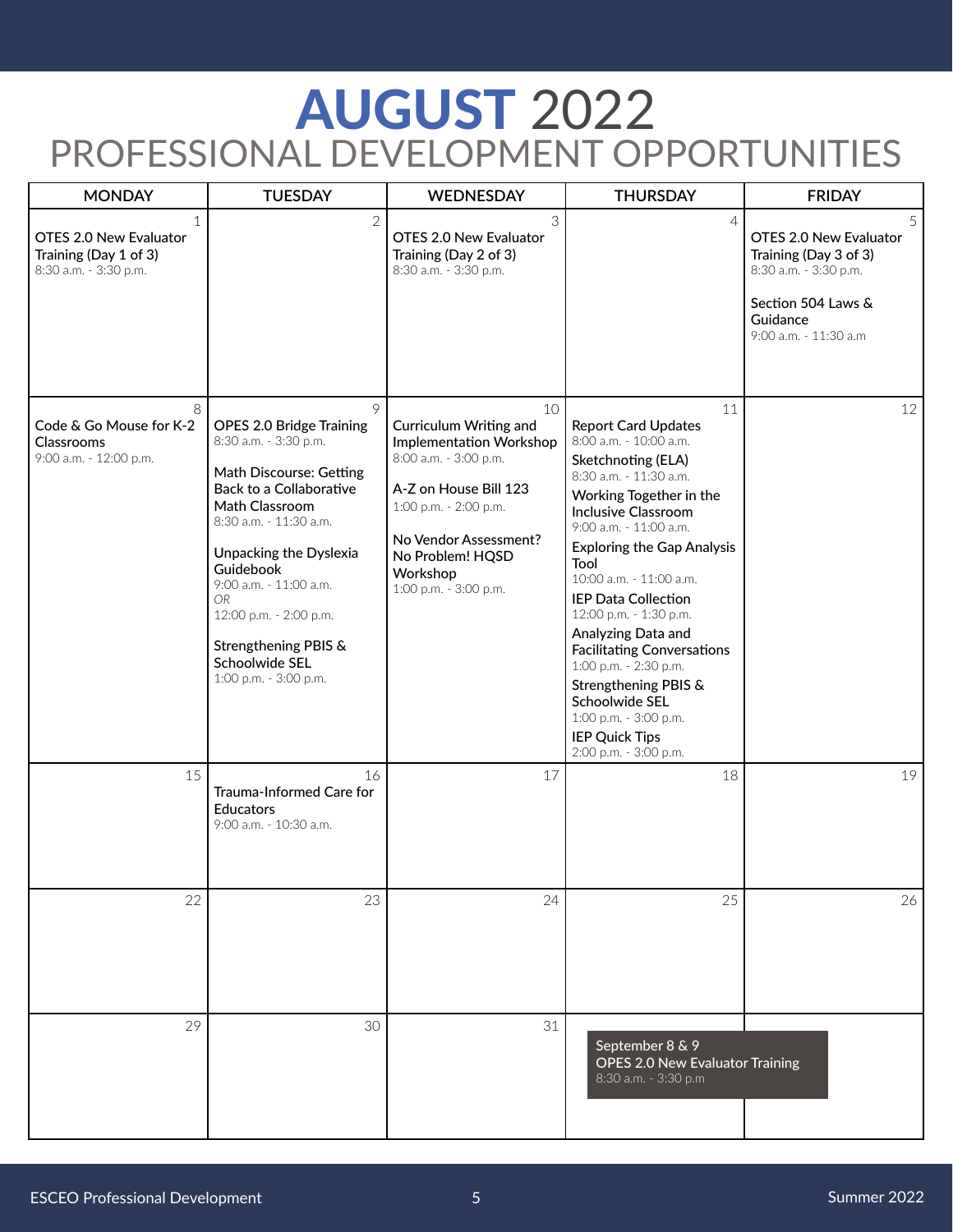# AUGUST 2022

## PROFESSIONAL DEVELOPMENT OPPORTUNITIES

| MONDAY | TUESDAY | WEDNESDAY | THURSDAY | FRIDAY |
|---|---|---|---|---|
| 1<br>**OTES 2.0 New Evaluator Training (Day 1 of 3)**<br>8:30 a.m. - 3:30 p.m. | 2 | 3<br>**OTES 2.0 New Evaluator Training (Day 2 of 3)**<br>8:30 a.m. - 3:30 p.m. | 4 | 5<br>**OTES 2.0 New Evaluator Training (Day 3 of 3)**<br>8:30 a.m. - 3:30 p.m.<br><br>**Section 504 Laws & Guidance**<br>9:00 a.m. - 11:30 a.m |
| 8<br>**Code & Go Mouse for K-2 Classrooms**<br>9:00 a.m. - 12:00 p.m. | 9<br>**OPES 2.0 Bridge Training**<br>8:30 a.m. - 3:30 p.m.<br><br>**Math Discourse: Getting Back to a Collaborative Math Classroom**<br>8:30 a.m. - 11:30 a.m.<br><br>**Unpacking the Dyslexia Guidebook**<br>9:00 a.m. - 11:00 a.m.<br>*OR*<br>12:00 p.m. - 2:00 p.m.<br><br>**Strengthening PBIS & Schoolwide SEL**<br>1:00 p.m. - 3:00 p.m. | 10<br>**Curriculum Writing and Implementation Workshop**<br>8:00 a.m. - 3:00 p.m.<br><br>**A-Z on House Bill 123**<br>1:00 p.m. - 2:00 p.m.<br><br>**No Vendor Assessment? No Problem! HQSD Workshop**<br>1:00 p.m. - 3:00 p.m. | 11<br>**Report Card Updates**<br>8:00 a.m. - 10:00 a.m.<br>**Sketchnoting (ELA)**<br>8:30 a.m. - 11:30 a.m.<br>**Working Together in the Inclusive Classroom**<br>9:00 a.m. - 11:00 a.m.<br>**Exploring the Gap Analysis Tool**<br>10:00 a.m. - 11:00 a.m.<br>**IEP Data Collection**<br>12:00 p.m. - 1:30 p.m.<br>**Analyzing Data and Facilitating Conversations**<br>1:00 p.m. - 2:30 p.m.<br>**Strengthening PBIS & Schoolwide SEL**<br>1:00 p.m. - 3:00 p.m.<br>**IEP Quick Tips**<br>2:00 p.m. - 3:00 p.m. | 12 |
| 15 | 16<br>**Trauma-Informed Care for Educators**<br>9:00 a.m. - 10:30 a.m. | 17 | 18 | 19 |
| 22 | 23 | 24 | 25 | 26 |
| 29 | 30 | 31 | September 8 & 9<br>**OPES 2.0 New Evaluator Training**<br>8:30 a.m. - 3:30 p.m | |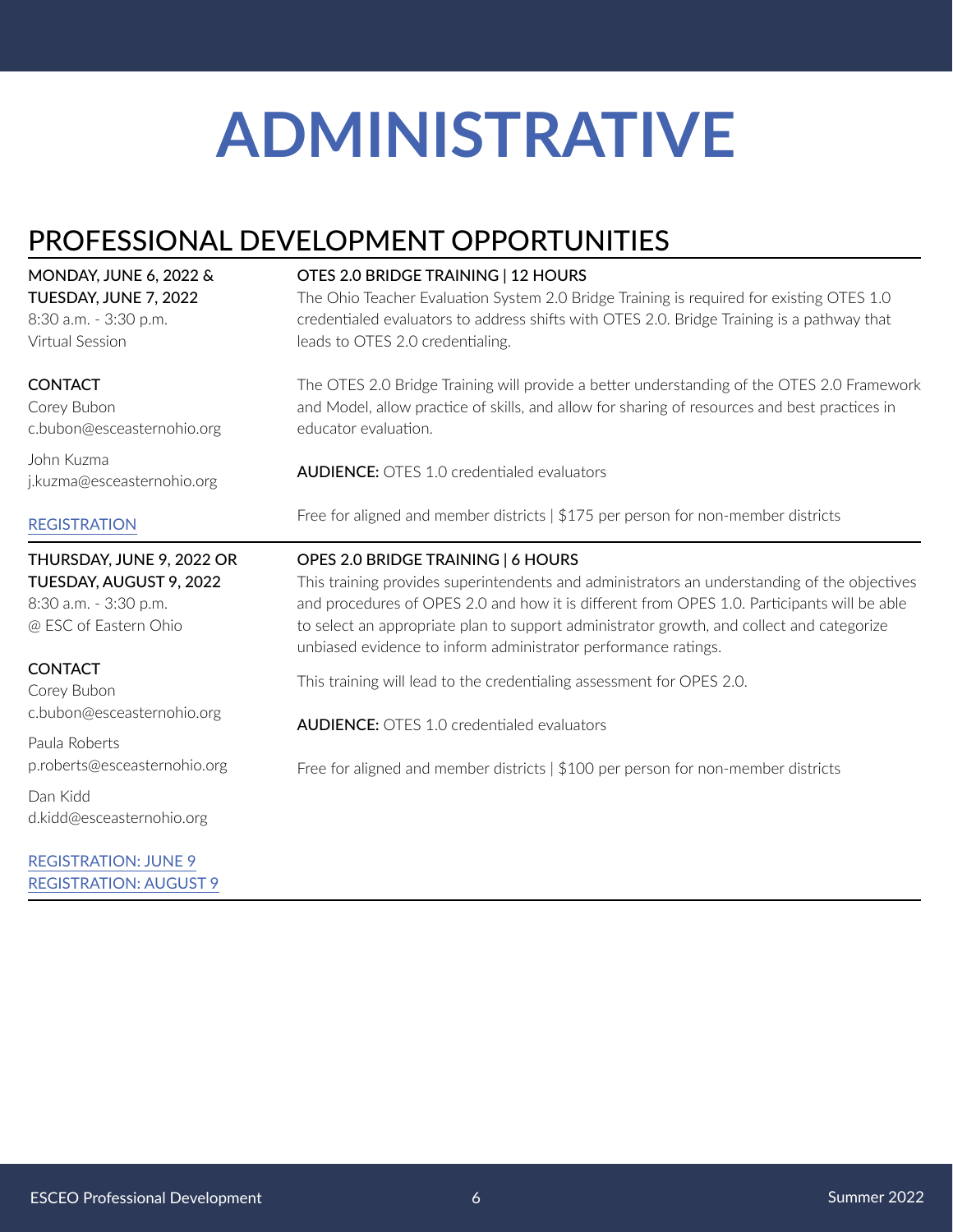# ADMINISTRATIVE

## PROFESSIONAL DEVELOPMENT OPPORTUNITIES

**MONDAY, JUNE 6, 2022 & TUESDAY, JUNE 7, 2022**
8:30 a.m. - 3:30 p.m.
Virtual Session

**CONTACT**
Corey Bubon
c.bubon@esceasternohio.org

John Kuzma
j.kuzma@esceasternohio.org

REGISTRATION

### OTES 2.0 BRIDGE TRAINING | 12 HOURS

The Ohio Teacher Evaluation System 2.0 Bridge Training is required for existing OTES 1.0 credentialed evaluators to address shifts with OTES 2.0. Bridge Training is a pathway that leads to OTES 2.0 credentialing.

The OTES 2.0 Bridge Training will provide a better understanding of the OTES 2.0 Framework and Model, allow practice of skills, and allow for sharing of resources and best practices in educator evaluation.

**AUDIENCE:** OTES 1.0 credentialed evaluators

Free for aligned and member districts | $175 per person for non-member districts

---

**THURSDAY, JUNE 9, 2022 OR TUESDAY, AUGUST 9, 2022**
8:30 a.m. - 3:30 p.m.
@ ESC of Eastern Ohio

**CONTACT**
Corey Bubon
c.bubon@esceasternohio.org

Paula Roberts
p.roberts@esceasternohio.org

Dan Kidd
d.kidd@esceasternohio.org

REGISTRATION: JUNE 9
REGISTRATION: AUGUST 9

### OPES 2.0 BRIDGE TRAINING | 6 HOURS

This training provides superintendents and administrators an understanding of the objectives and procedures of OPES 2.0 and how it is different from OPES 1.0. Participants will be able to select an appropriate plan to support administrator growth, and collect and categorize unbiased evidence to inform administrator performance ratings.

This training will lead to the credentialing assessment for OPES 2.0.

**AUDIENCE:** OTES 1.0 credentialed evaluators

Free for aligned and member districts | $100 per person for non-member districts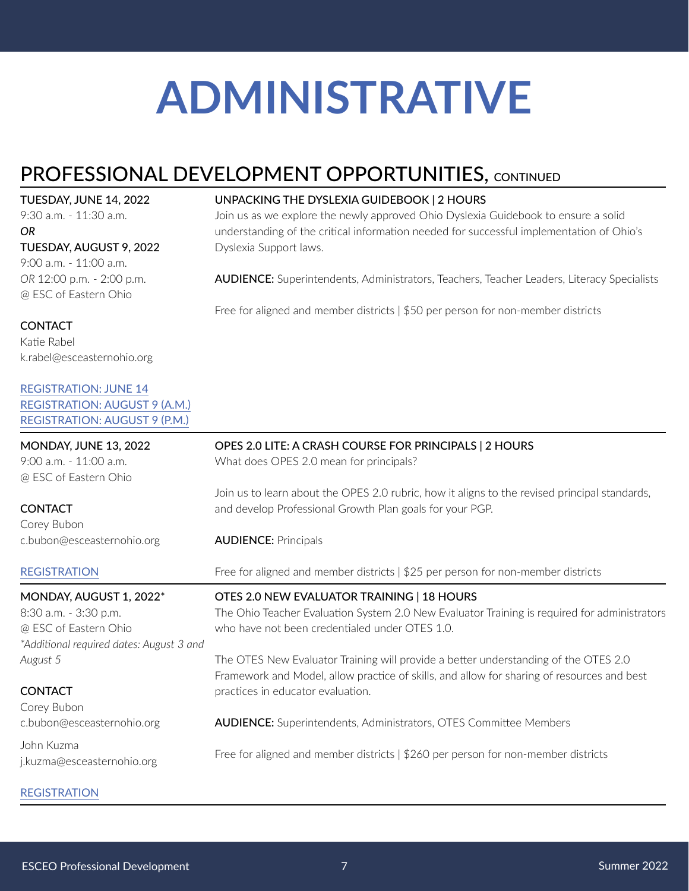# ADMINISTRATIVE

## PROFESSIONAL DEVELOPMENT OPPORTUNITIES, CONTINUED

**TUESDAY, JUNE 14, 2022**
9:30 a.m. - 11:30 a.m.
*OR*
**TUESDAY, AUGUST 9, 2022**
9:00 a.m. - 11:00 a.m.
*OR* 12:00 p.m. - 2:00 p.m.
@ ESC of Eastern Ohio

**CONTACT**
Katie Rabel
k.rabel@esceasternohio.org

REGISTRATION: JUNE 14
REGISTRATION: AUGUST 9 (A.M.)
REGISTRATION: AUGUST 9 (P.M.)

**UNPACKING THE DYSLEXIA GUIDEBOOK | 2 HOURS**

Join us as we explore the newly approved Ohio Dyslexia Guidebook to ensure a solid understanding of the critical information needed for successful implementation of Ohio's Dyslexia Support laws.

**AUDIENCE:** Superintendents, Administrators, Teachers, Teacher Leaders, Literacy Specialists

Free for aligned and member districts | $50 per person for non-member districts

---

**MONDAY, JUNE 13, 2022**
9:00 a.m. - 11:00 a.m.
@ ESC of Eastern Ohio

**CONTACT**
Corey Bubon
c.bubon@esceasternohio.org

REGISTRATION

**OPES 2.0 LITE: A CRASH COURSE FOR PRINCIPALS | 2 HOURS**

What does OPES 2.0 mean for principals?

Join us to learn about the OPES 2.0 rubric, how it aligns to the revised principal standards, and develop Professional Growth Plan goals for your PGP.

**AUDIENCE:** Principals

Free for aligned and member districts | $25 per person for non-member districts

---

**MONDAY, AUGUST 1, 2022***
8:30 a.m. - 3:30 p.m.
@ ESC of Eastern Ohio
**Additional required dates: August 3 and August 5*

**CONTACT**
Corey Bubon
c.bubon@esceasternohio.org

John Kuzma
j.kuzma@esceasternohio.org

REGISTRATION

**OTES 2.0 NEW EVALUATOR TRAINING | 18 HOURS**

The Ohio Teacher Evaluation System 2.0 New Evaluator Training is required for administrators who have not been credentialed under OTES 1.0.

The OTES New Evaluator Training will provide a better understanding of the OTES 2.0 Framework and Model, allow practice of skills, and allow for sharing of resources and best practices in educator evaluation.

**AUDIENCE:** Superintendents, Administrators, OTES Committee Members

Free for aligned and member districts | $260 per person for non-member districts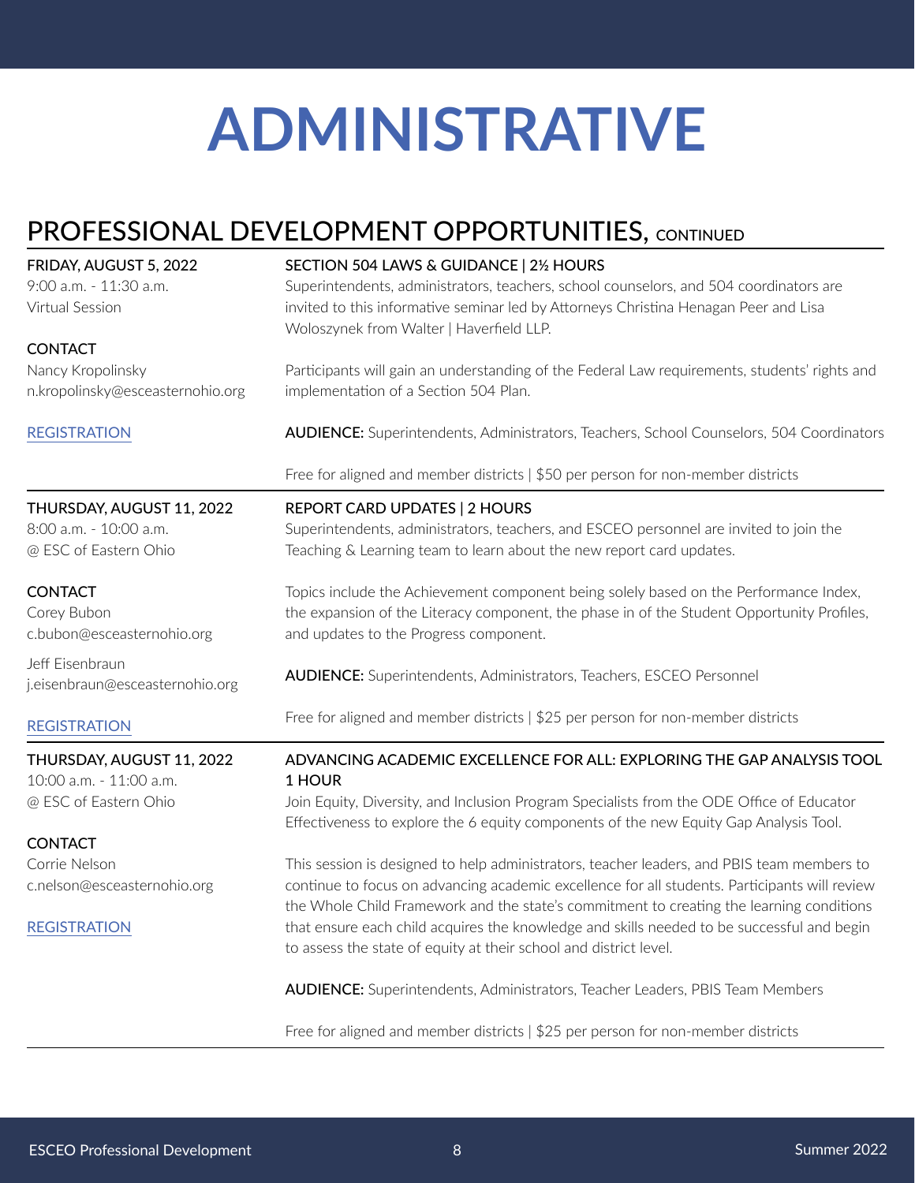# ADMINISTRATIVE

## PROFESSIONAL DEVELOPMENT OPPORTUNITIES, CONTINUED

**FRIDAY, AUGUST 5, 2022**
9:00 a.m. - 11:30 a.m.
Virtual Session

**CONTACT**
Nancy Kropolinsky
n.kropolinsky@esceasternohio.org

REGISTRATION

### SECTION 504 LAWS & GUIDANCE | 2½ HOURS

Superintendents, administrators, teachers, school counselors, and 504 coordinators are invited to this informative seminar led by Attorneys Christina Henagan Peer and Lisa Woloszynek from Walter | Haverfield LLP.

Participants will gain an understanding of the Federal Law requirements, students' rights and implementation of a Section 504 Plan.

**AUDIENCE:** Superintendents, Administrators, Teachers, School Counselors, 504 Coordinators

Free for aligned and member districts | $50 per person for non-member districts

---

**THURSDAY, AUGUST 11, 2022**
8:00 a.m. - 10:00 a.m.
@ ESC of Eastern Ohio

**CONTACT**
Corey Bubon
c.bubon@esceasternohio.org

Jeff Eisenbraun
j.eisenbraun@esceasternohio.org

REGISTRATION

### REPORT CARD UPDATES | 2 HOURS

Superintendents, administrators, teachers, and ESCEO personnel are invited to join the Teaching & Learning team to learn about the new report card updates.

Topics include the Achievement component being solely based on the Performance Index, the expansion of the Literacy component, the phase in of the Student Opportunity Profiles, and updates to the Progress component.

**AUDIENCE:** Superintendents, Administrators, Teachers, ESCEO Personnel

Free for aligned and member districts | $25 per person for non-member districts

---

**THURSDAY, AUGUST 11, 2022**
10:00 a.m. - 11:00 a.m.
@ ESC of Eastern Ohio

**CONTACT**
Corrie Nelson
c.nelson@esceasternohio.org

REGISTRATION

### ADVANCING ACADEMIC EXCELLENCE FOR ALL: EXPLORING THE GAP ANALYSIS TOOL 1 HOUR

Join Equity, Diversity, and Inclusion Program Specialists from the ODE Office of Educator Effectiveness to explore the 6 equity components of the new Equity Gap Analysis Tool.

This session is designed to help administrators, teacher leaders, and PBIS team members to continue to focus on advancing academic excellence for all students. Participants will review the Whole Child Framework and the state's commitment to creating the learning conditions that ensure each child acquires the knowledge and skills needed to be successful and begin to assess the state of equity at their school and district level.

**AUDIENCE:** Superintendents, Administrators, Teacher Leaders, PBIS Team Members

Free for aligned and member districts | $25 per person for non-member districts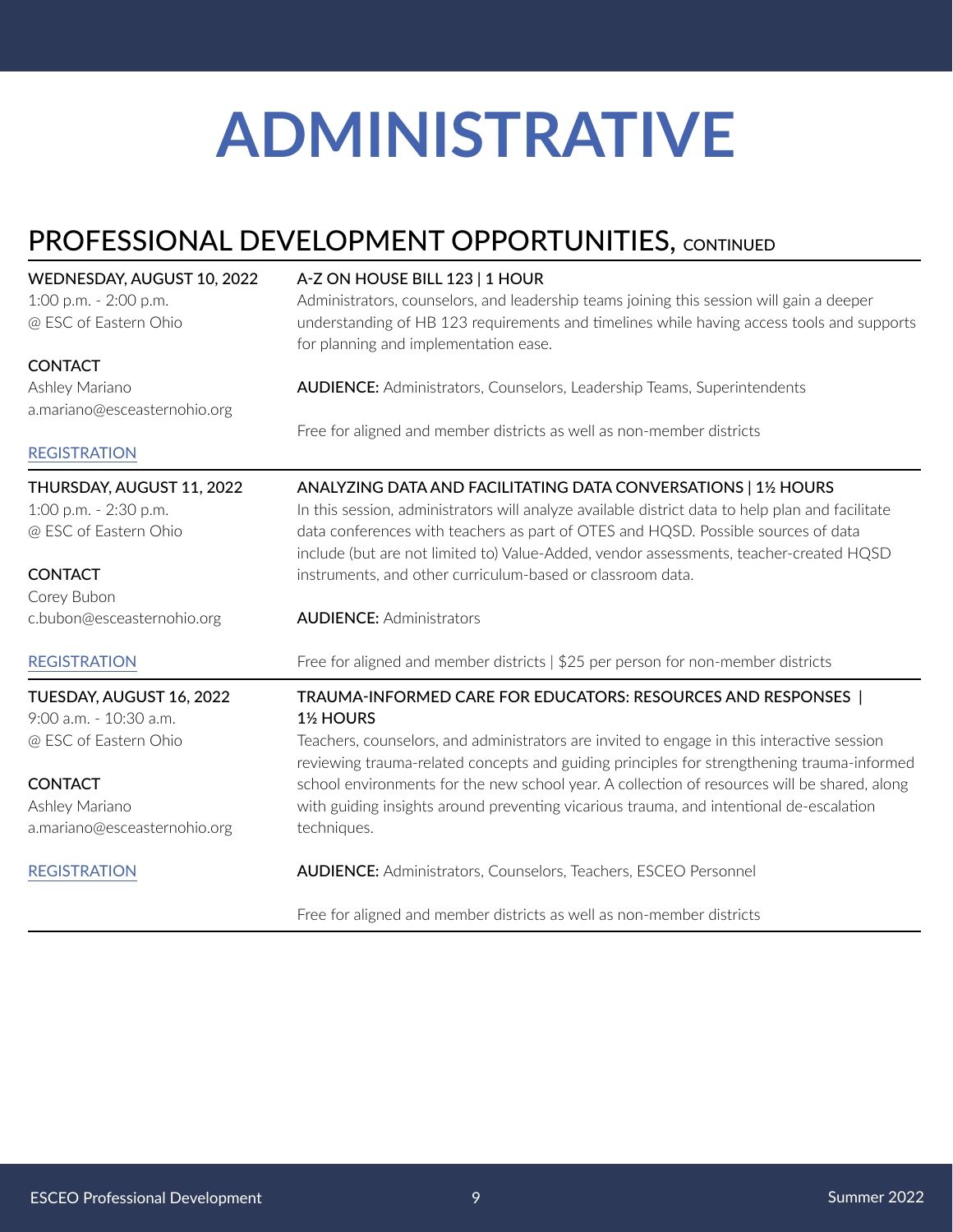# ADMINISTRATIVE

## PROFESSIONAL DEVELOPMENT OPPORTUNITIES, CONTINUED

**WEDNESDAY, AUGUST 10, 2022**
1:00 p.m. - 2:00 p.m.
@ ESC of Eastern Ohio

**CONTACT**
Ashley Mariano
a.mariano@esceasternohio.org

REGISTRATION

**A-Z ON HOUSE BILL 123 | 1 HOUR**

Administrators, counselors, and leadership teams joining this session will gain a deeper understanding of HB 123 requirements and timelines while having access tools and supports for planning and implementation ease.

**AUDIENCE:** Administrators, Counselors, Leadership Teams, Superintendents

Free for aligned and member districts as well as non-member districts

---

**THURSDAY, AUGUST 11, 2022**
1:00 p.m. - 2:30 p.m.
@ ESC of Eastern Ohio

**CONTACT**
Corey Bubon
c.bubon@esceasternohio.org

REGISTRATION

**ANALYZING DATA AND FACILITATING DATA CONVERSATIONS | 1½ HOURS**

In this session, administrators will analyze available district data to help plan and facilitate data conferences with teachers as part of OTES and HQSD. Possible sources of data include (but are not limited to) Value-Added, vendor assessments, teacher-created HQSD instruments, and other curriculum-based or classroom data.

**AUDIENCE:** Administrators

Free for aligned and member districts | $25 per person for non-member districts

---

**TUESDAY, AUGUST 16, 2022**
9:00 a.m. - 10:30 a.m.
@ ESC of Eastern Ohio

**CONTACT**
Ashley Mariano
a.mariano@esceasternohio.org

REGISTRATION

**TRAUMA-INFORMED CARE FOR EDUCATORS: RESOURCES AND RESPONSES | 1½ HOURS**

Teachers, counselors, and administrators are invited to engage in this interactive session reviewing trauma-related concepts and guiding principles for strengthening trauma-informed school environments for the new school year. A collection of resources will be shared, along with guiding insights around preventing vicarious trauma, and intentional de-escalation techniques.

**AUDIENCE:** Administrators, Counselors, Teachers, ESCEO Personnel

Free for aligned and member districts as well as non-member districts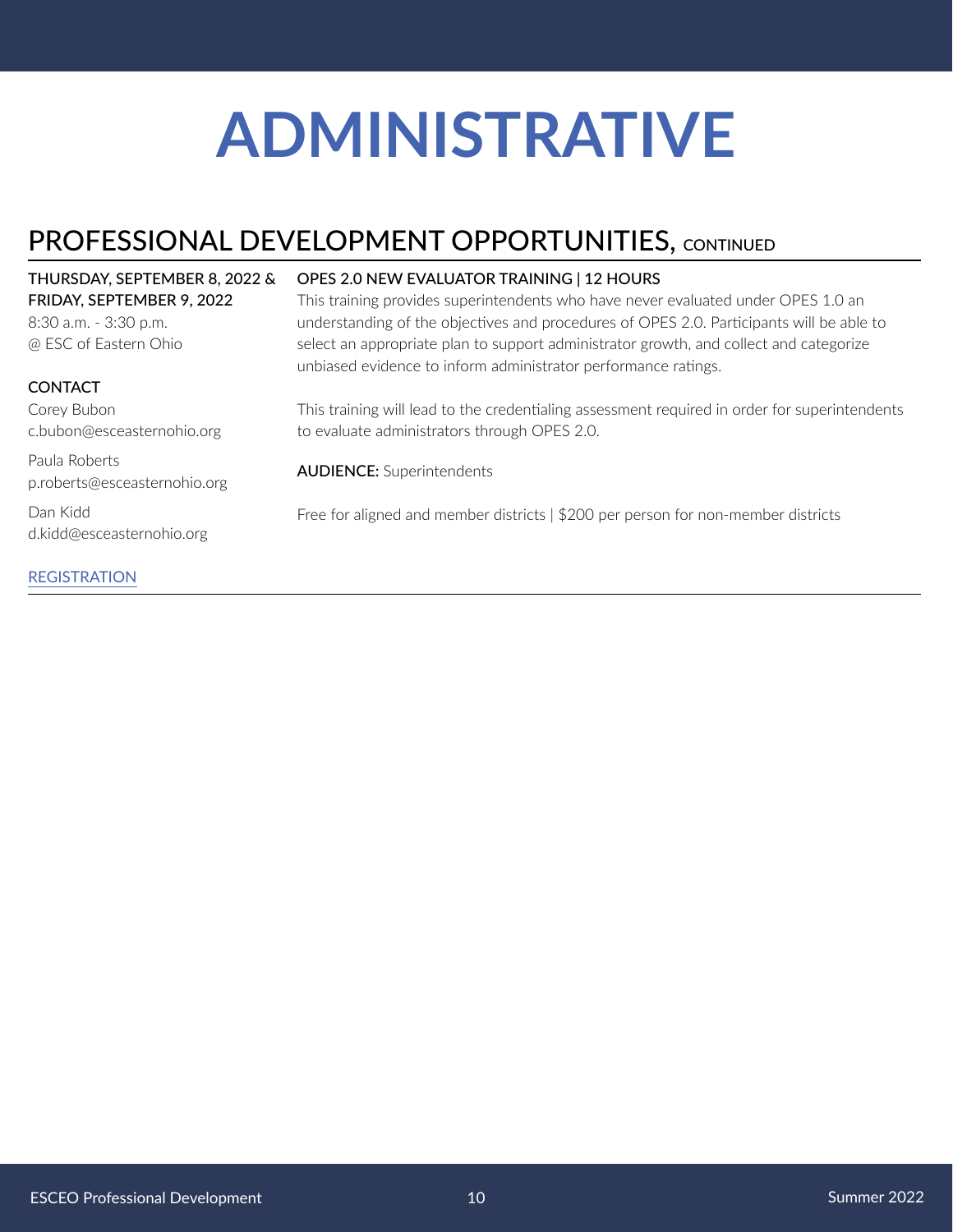# ADMINISTRATIVE

## PROFESSIONAL DEVELOPMENT OPPORTUNITIES, CONTINUED

**THURSDAY, SEPTEMBER 8, 2022 & FRIDAY, SEPTEMBER 9, 2022**
8:30 a.m. - 3:30 p.m.
@ ESC of Eastern Ohio

**CONTACT**

Corey Bubon
c.bubon@esceasternohio.org

Paula Roberts
p.roberts@esceasternohio.org

Dan Kidd
d.kidd@esceasternohio.org

REGISTRATION

### OPES 2.0 NEW EVALUATOR TRAINING | 12 HOURS

This training provides superintendents who have never evaluated under OPES 1.0 an understanding of the objectives and procedures of OPES 2.0. Participants will be able to select an appropriate plan to support administrator growth, and collect and categorize unbiased evidence to inform administrator performance ratings.

This training will lead to the credentialing assessment required in order for superintendents to evaluate administrators through OPES 2.0.

**AUDIENCE:** Superintendents

Free for aligned and member districts | $200 per person for non-member districts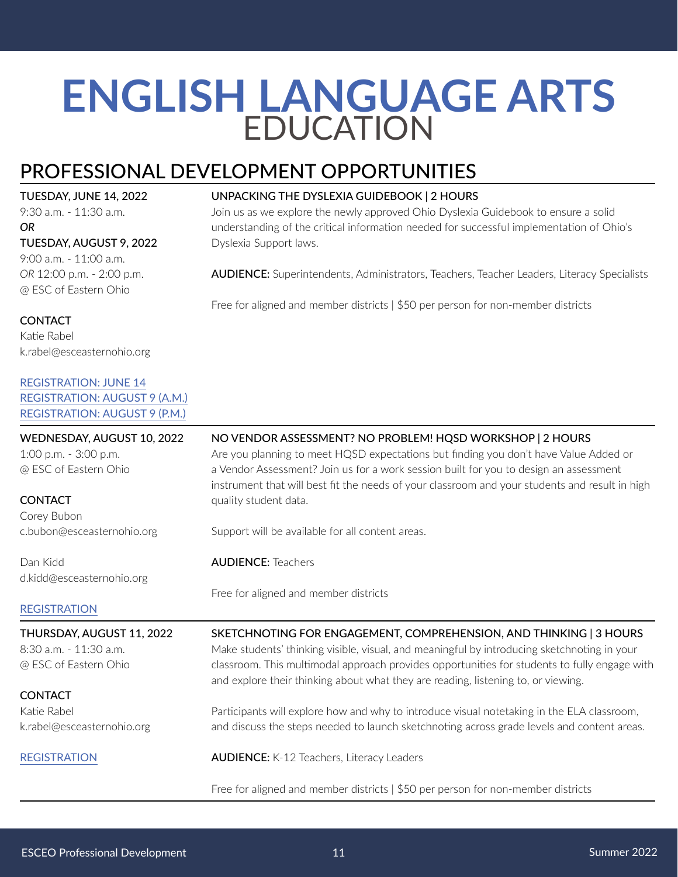# ENGLISH LANGUAGE ARTS EDUCATION

## PROFESSIONAL DEVELOPMENT OPPORTUNITIES

**TUESDAY, JUNE 14, 2022**
9:30 a.m. - 11:30 a.m.
*OR*
**TUESDAY, AUGUST 9, 2022**
9:00 a.m. - 11:00 a.m.
*OR* 12:00 p.m. - 2:00 p.m.
@ ESC of Eastern Ohio

**CONTACT**
Katie Rabel
k.rabel@esceasternohio.org

REGISTRATION: JUNE 14
REGISTRATION: AUGUST 9 (A.M.)
REGISTRATION: AUGUST 9 (P.M.)

### UNPACKING THE DYSLEXIA GUIDEBOOK | 2 HOURS

Join us as we explore the newly approved Ohio Dyslexia Guidebook to ensure a solid understanding of the critical information needed for successful implementation of Ohio's Dyslexia Support laws.

**AUDIENCE:** Superintendents, Administrators, Teachers, Teacher Leaders, Literacy Specialists

Free for aligned and member districts | $50 per person for non-member districts

---

**WEDNESDAY, AUGUST 10, 2022**
1:00 p.m. - 3:00 p.m.
@ ESC of Eastern Ohio

**CONTACT**
Corey Bubon
c.bubon@esceasternohio.org

Dan Kidd
d.kidd@esceasternohio.org

REGISTRATION

### NO VENDOR ASSESSMENT? NO PROBLEM! HQSD WORKSHOP | 2 HOURS

Are you planning to meet HQSD expectations but finding you don't have Value Added or a Vendor Assessment? Join us for a work session built for you to design an assessment instrument that will best fit the needs of your classroom and your students and result in high quality student data.

Support will be available for all content areas.

**AUDIENCE:** Teachers

Free for aligned and member districts

---

**THURSDAY, AUGUST 11, 2022**
8:30 a.m. - 11:30 a.m.
@ ESC of Eastern Ohio

**CONTACT**
Katie Rabel
k.rabel@esceasternohio.org

REGISTRATION

### SKETCHNOTING FOR ENGAGEMENT, COMPREHENSION, AND THINKING | 3 HOURS

Make students' thinking visible, visual, and meaningful by introducing sketchnoting in your classroom. This multimodal approach provides opportunities for students to fully engage with and explore their thinking about what they are reading, listening to, or viewing.

Participants will explore how and why to introduce visual notetaking in the ELA classroom, and discuss the steps needed to launch sketchnoting across grade levels and content areas.

**AUDIENCE:** K-12 Teachers, Literacy Leaders

Free for aligned and member districts | $50 per person for non-member districts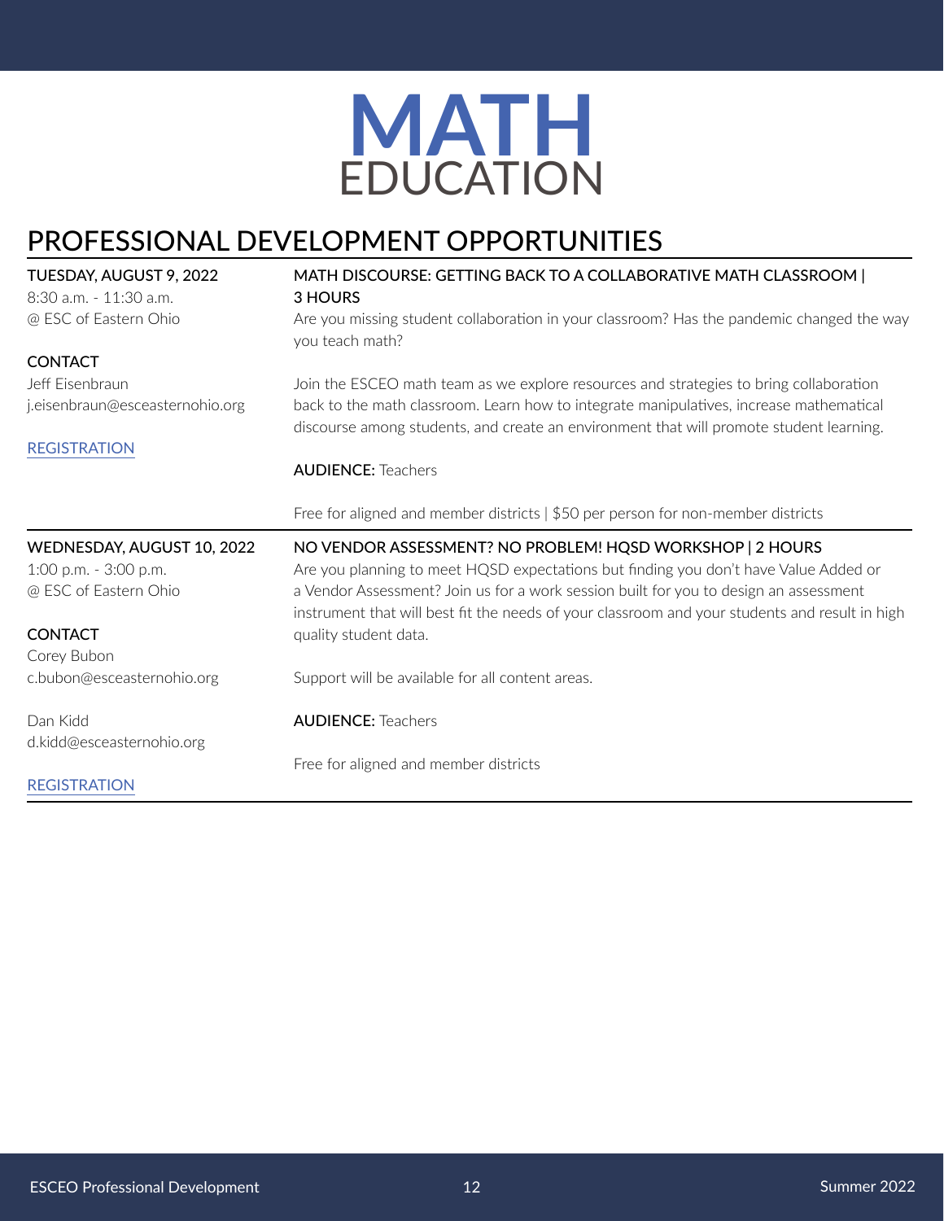# MATH EDUCATION

## PROFESSIONAL DEVELOPMENT OPPORTUNITIES

**TUESDAY, AUGUST 9, 2022**
8:30 a.m. - 11:30 a.m.
@ ESC of Eastern Ohio

**CONTACT**
Jeff Eisenbraun
j.eisenbraun@esceasternohio.org

REGISTRATION

### MATH DISCOURSE: GETTING BACK TO A COLLABORATIVE MATH CLASSROOM | 3 HOURS

Are you missing student collaboration in your classroom? Has the pandemic changed the way you teach math?

Join the ESCEO math team as we explore resources and strategies to bring collaboration back to the math classroom. Learn how to integrate manipulatives, increase mathematical discourse among students, and create an environment that will promote student learning.

**AUDIENCE:** Teachers

Free for aligned and member districts | $50 per person for non-member districts

---

**WEDNESDAY, AUGUST 10, 2022**
1:00 p.m. - 3:00 p.m.
@ ESC of Eastern Ohio

**CONTACT**
Corey Bubon
c.bubon@esceasternohio.org

Dan Kidd
d.kidd@esceasternohio.org

REGISTRATION

### NO VENDOR ASSESSMENT? NO PROBLEM! HQSD WORKSHOP | 2 HOURS

Are you planning to meet HQSD expectations but finding you don't have Value Added or a Vendor Assessment? Join us for a work session built for you to design an assessment instrument that will best fit the needs of your classroom and your students and result in high quality student data.

Support will be available for all content areas.

**AUDIENCE:** Teachers

Free for aligned and member districts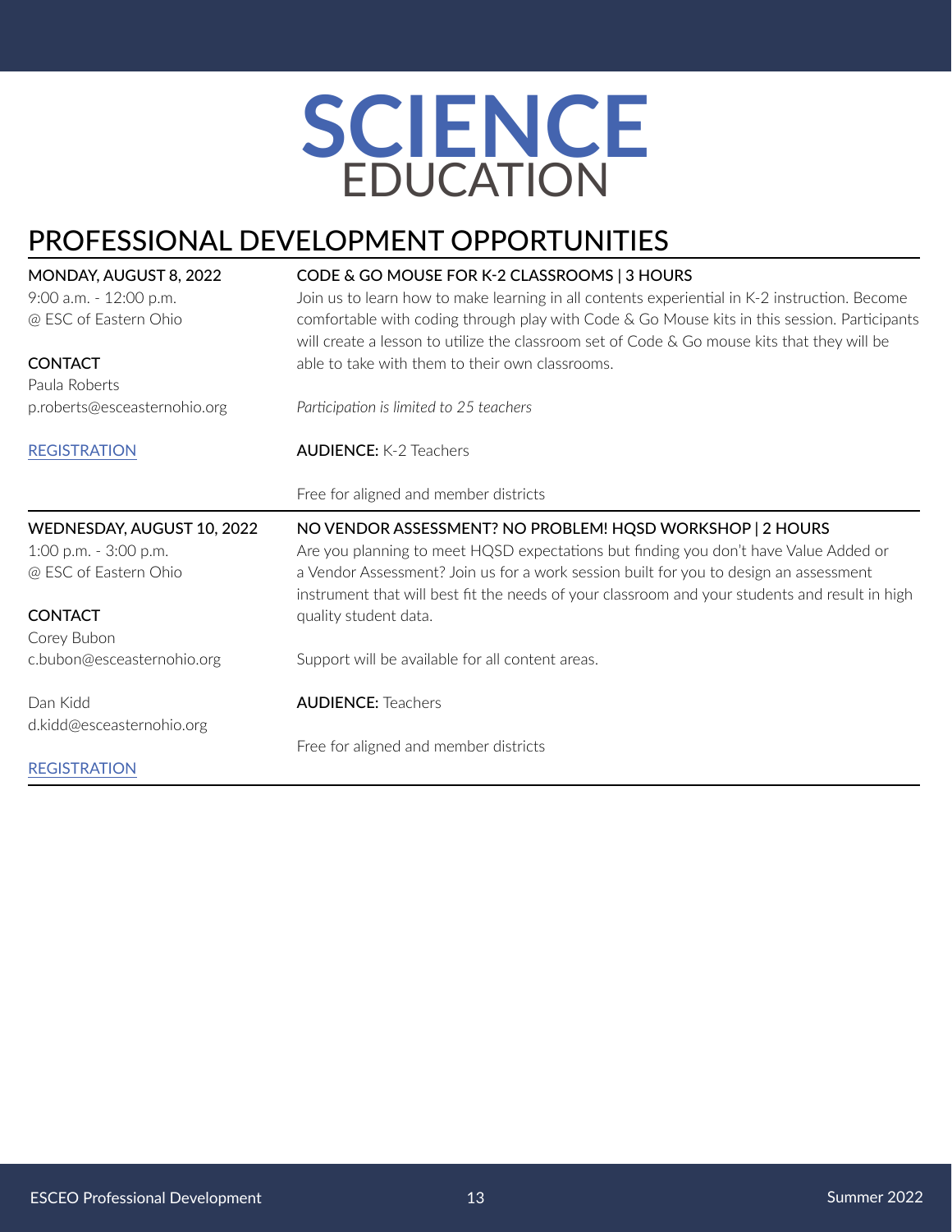# SCIENCE EDUCATION

## PROFESSIONAL DEVELOPMENT OPPORTUNITIES

**MONDAY, AUGUST 8, 2022**
9:00 a.m. - 12:00 p.m.
@ ESC of Eastern Ohio

**CONTACT**
Paula Roberts
p.roberts@esceasternohio.org

REGISTRATION

### CODE & GO MOUSE FOR K-2 CLASSROOMS | 3 HOURS

Join us to learn how to make learning in all contents experiential in K-2 instruction. Become comfortable with coding through play with Code & Go Mouse kits in this session. Participants will create a lesson to utilize the classroom set of Code & Go mouse kits that they will be able to take with them to their own classrooms.

*Participation is limited to 25 teachers*

**AUDIENCE:** K-2 Teachers

Free for aligned and member districts

---

**WEDNESDAY, AUGUST 10, 2022**
1:00 p.m. - 3:00 p.m.
@ ESC of Eastern Ohio

**CONTACT**
Corey Bubon
c.bubon@esceasternohio.org

Dan Kidd
d.kidd@esceasternohio.org

REGISTRATION

### NO VENDOR ASSESSMENT? NO PROBLEM! HQSD WORKSHOP | 2 HOURS

Are you planning to meet HQSD expectations but finding you don't have Value Added or a Vendor Assessment? Join us for a work session built for you to design an assessment instrument that will best fit the needs of your classroom and your students and result in high quality student data.

Support will be available for all content areas.

**AUDIENCE:** Teachers

Free for aligned and member districts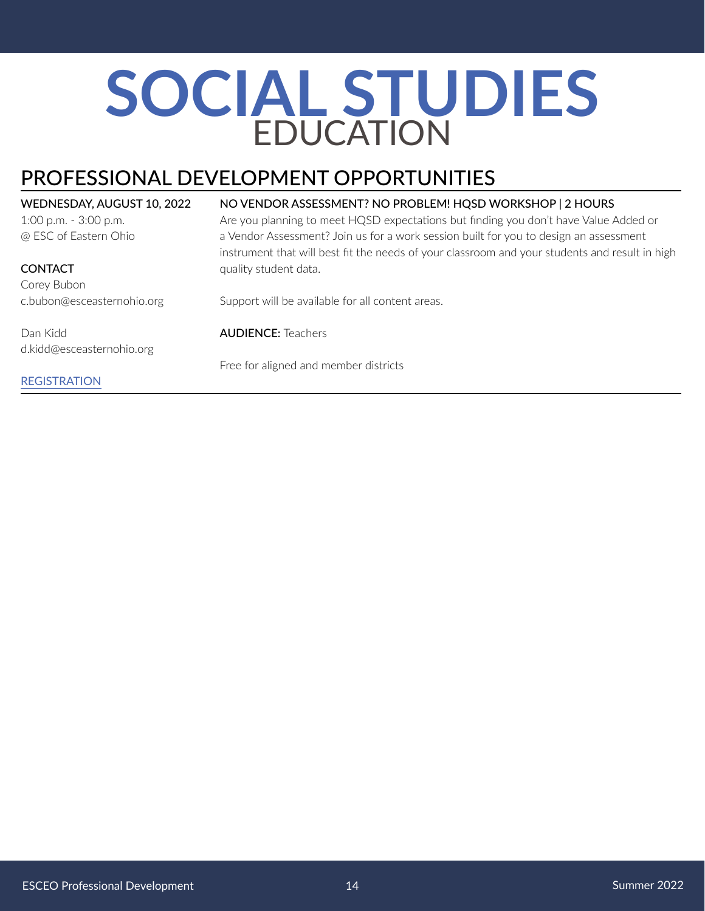# SOCIAL STUDIES EDUCATION

## PROFESSIONAL DEVELOPMENT OPPORTUNITIES

**WEDNESDAY, AUGUST 10, 2022**
1:00 p.m. - 3:00 p.m.
@ ESC of Eastern Ohio

**CONTACT**
Corey Bubon
c.bubon@esceasternohio.org

Dan Kidd
d.kidd@esceasternohio.org

REGISTRATION

**NO VENDOR ASSESSMENT? NO PROBLEM! HQSD WORKSHOP | 2 HOURS**

Are you planning to meet HQSD expectations but finding you don't have Value Added or a Vendor Assessment? Join us for a work session built for you to design an assessment instrument that will best fit the needs of your classroom and your students and result in high quality student data.

Support will be available for all content areas.

**AUDIENCE:** Teachers

Free for aligned and member districts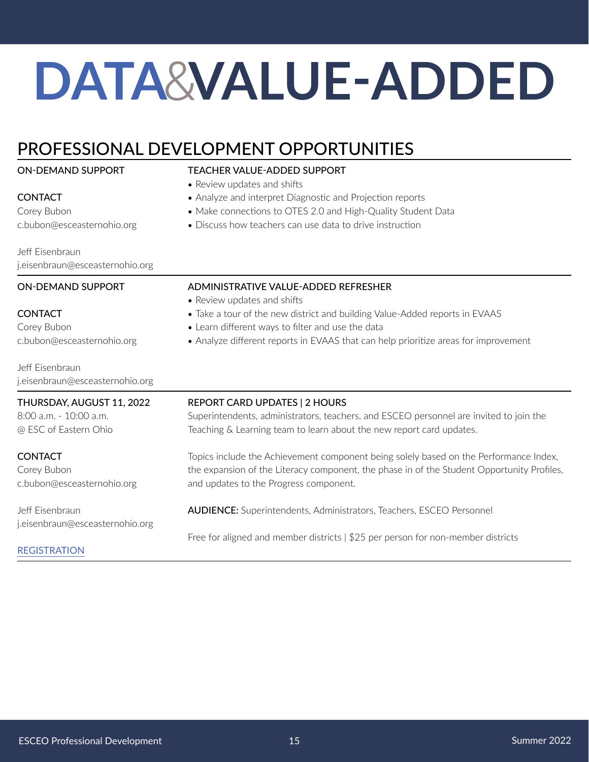# DATA&VALUE-ADDED

## PROFESSIONAL DEVELOPMENT OPPORTUNITIES

ON-DEMAND SUPPORT

**CONTACT**
Corey Bubon
c.bubon@esceasternohio.org

Jeff Eisenbraun
j.eisenbraun@esceasternohio.org

### TEACHER VALUE-ADDED SUPPORT

- Review updates and shifts
- Analyze and interpret Diagnostic and Projection reports
- Make connections to OTES 2.0 and High-Quality Student Data
- Discuss how teachers can use data to drive instruction

---

ON-DEMAND SUPPORT

**CONTACT**
Corey Bubon
c.bubon@esceasternohio.org

Jeff Eisenbraun
j.eisenbraun@esceasternohio.org

### ADMINISTRATIVE VALUE-ADDED REFRESHER

- Review updates and shifts
- Take a tour of the new district and building Value-Added reports in EVAAS
- Learn different ways to filter and use the data
- Analyze different reports in EVAAS that can help prioritize areas for improvement

---

THURSDAY, AUGUST 11, 2022
8:00 a.m. - 10:00 a.m.
@ ESC of Eastern Ohio

**CONTACT**
Corey Bubon
c.bubon@esceasternohio.org

Jeff Eisenbraun
j.eisenbraun@esceasternohio.org

REGISTRATION

### REPORT CARD UPDATES | 2 HOURS

Superintendents, administrators, teachers, and ESCEO personnel are invited to join the Teaching & Learning team to learn about the new report card updates.

Topics include the Achievement component being solely based on the Performance Index, the expansion of the Literacy component, the phase in of the Student Opportunity Profiles, and updates to the Progress component.

**AUDIENCE:** Superintendents, Administrators, Teachers, ESCEO Personnel

Free for aligned and member districts | $25 per person for non-member districts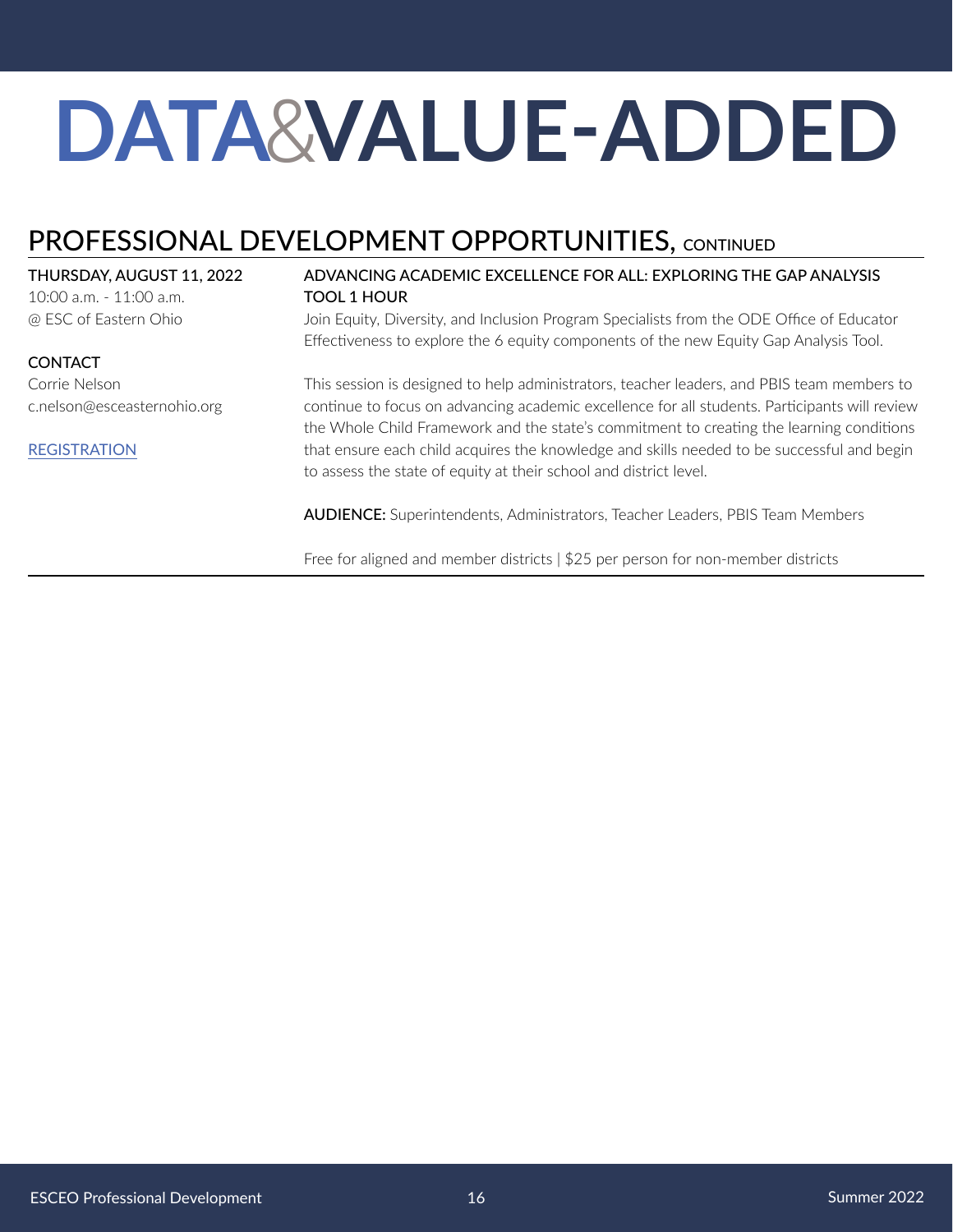# DATA&VALUE-ADDED

## PROFESSIONAL DEVELOPMENT OPPORTUNITIES, CONTINUED

**THURSDAY, AUGUST 11, 2022**
10:00 a.m. - 11:00 a.m.
@ ESC of Eastern Ohio

**CONTACT**
Corrie Nelson
c.nelson@esceasternohio.org

REGISTRATION

### ADVANCING ACADEMIC EXCELLENCE FOR ALL: EXPLORING THE GAP ANALYSIS TOOL 1 HOUR

Join Equity, Diversity, and Inclusion Program Specialists from the ODE Office of Educator Effectiveness to explore the 6 equity components of the new Equity Gap Analysis Tool.

This session is designed to help administrators, teacher leaders, and PBIS team members to continue to focus on advancing academic excellence for all students. Participants will review the Whole Child Framework and the state's commitment to creating the learning conditions that ensure each child acquires the knowledge and skills needed to be successful and begin to assess the state of equity at their school and district level.

**AUDIENCE:** Superintendents, Administrators, Teacher Leaders, PBIS Team Members

Free for aligned and member districts | $25 per person for non-member districts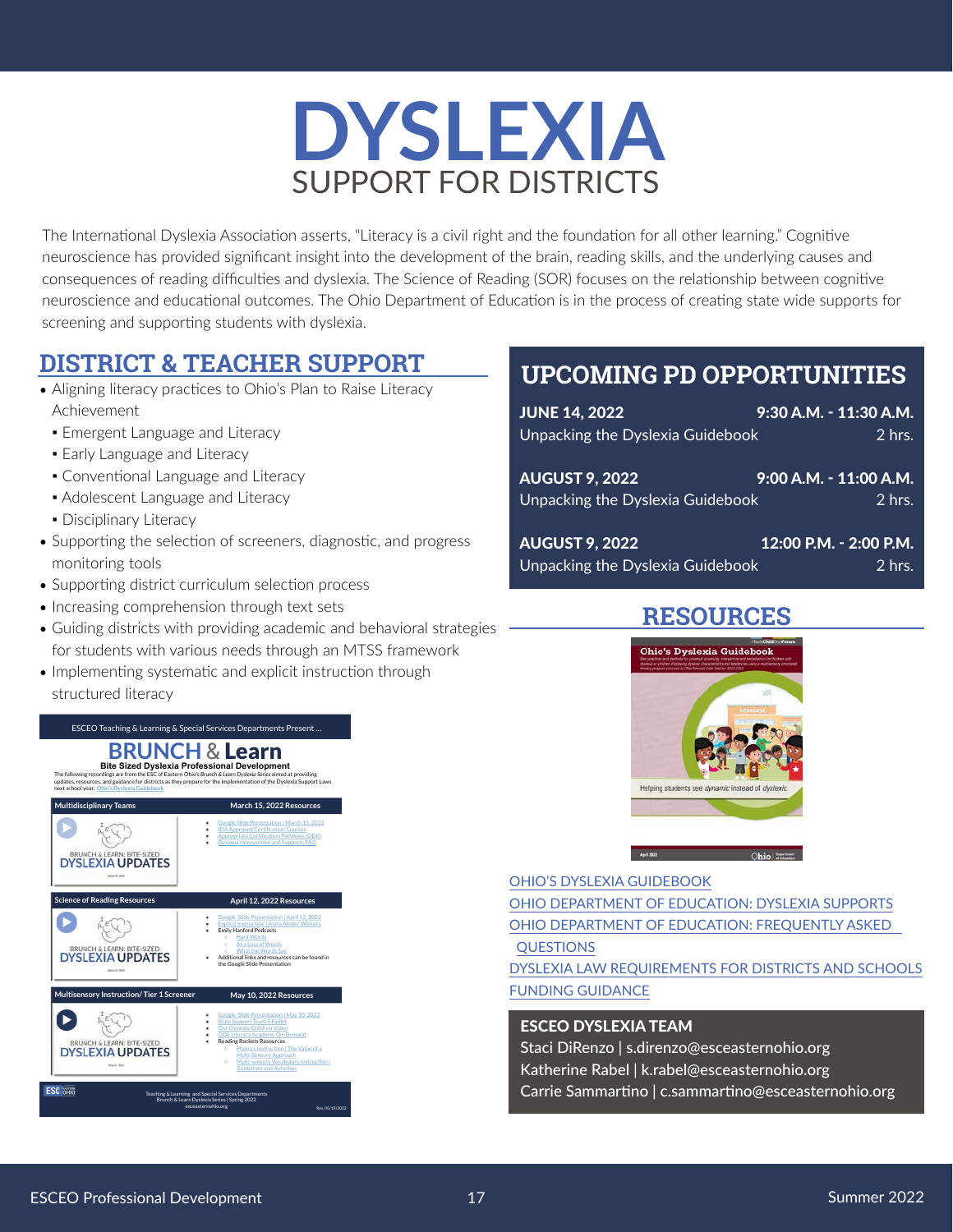# DYSLEXIA
## SUPPORT FOR DISTRICTS

The International Dyslexia Association asserts, "Literacy is a civil right and the foundation for all other learning." Cognitive neuroscience has provided significant insight into the development of the brain, reading skills, and the underlying causes and consequences of reading difficulties and dyslexia. The Science of Reading (SOR) focuses on the relationship between cognitive neuroscience and educational outcomes. The Ohio Department of Education is in the process of creating state wide supports for screening and supporting students with dyslexia.

## DISTRICT & TEACHER SUPPORT

- Aligning literacy practices to Ohio's Plan to Raise Literacy Achievement
  - Emergent Language and Literacy
  - Early Language and Literacy
  - Conventional Language and Literacy
  - Adolescent Language and Literacy
  - Disciplinary Literacy
- Supporting the selection of screeners, diagnostic, and progress monitoring tools
- Supporting district curriculum selection process
- Increasing comprehension through text sets
- Guiding districts with providing academic and behavioral strategies for students with various needs through an MTSS framework
- Implementing systematic and explicit instruction through structured literacy

ESCEO Teaching & Learning & Special Services Departments Present ...

### BRUNCH & Learn

**Bite Sized Dyslexia Professional Development**

The following recordings are from the ESC of Eastern Ohio's *Brunch & Learn Dyslexia Series* aimed at providing updates, resources, and guidance for districts as they prepare for the implementation of the Dyslexia Support Laws next school year. Ohio's Dyslexia Guidebook

| Multidisciplinary Teams | March 15, 2022 Resources |
| --- | --- |
| BRUNCH & LEARN: BITE-SIZED DYSLEXIA UPDATES | Google Slide Presentation \| March 15, 2022; IDA Approved Certification Courses; Appropriate Certification Pathways (ODE); Dyslexia Intervention and Supports FAQ |

| Science of Reading Resources | April 12, 2022 Resources |
| --- | --- |
| BRUNCH & LEARN: BITE-SIZED DYSLEXIA UPDATES | Google Slide Presentation \| April 12, 2022; Explicit Instruction \| Anita Archer Website; Emily Hanford Podcasts (Hard Words; At a Loss of Words; What the Words Say); Additional links and resources can be found in the Google Slide Presentation |

| Multisensory Instruction/ Tier 1 Screener | May 10, 2022 Resources |
| --- | --- |
| BRUNCH & LEARN: BITE-SIZED DYSLEXIA UPDATES | Google Slide Presentation \| May 10, 2022; State Support Team 5 Padlet; Our Dyslexia Children Video; ODE Literacy Academy On-Demand; Reading Rockets Resources (Phonics Instruction \| The Value of a Multi-Sensory Approach; Multi-sensory Vocabulary Instruction \| Guidelines and Activities) |

Teaching & Learning and Special Services Departments
Brunch & Learn Dyslexia Series | Spring 2022
esceasternohio.org

Rev. 05/19/2022

## UPCOMING PD OPPORTUNITIES

**JUNE 14, 2022** — **9:30 A.M. - 11:30 A.M.**
Unpacking the Dyslexia Guidebook — 2 hrs.

**AUGUST 9, 2022** — **9:00 A.M. - 11:00 A.M.**
Unpacking the Dyslexia Guidebook — 2 hrs.

**AUGUST 9, 2022** — **12:00 P.M. - 2:00 P.M.**
Unpacking the Dyslexia Guidebook — 2 hrs.

## RESOURCES

**Ohio's Dyslexia Guidebook**

Helping students see *dynamic* instead of *dyslexic*.

April 2022

OHIO'S DYSLEXIA GUIDEBOOK
OHIO DEPARTMENT OF EDUCATION: DYSLEXIA SUPPORTS
OHIO DEPARTMENT OF EDUCATION: FREQUENTLY ASKED QUESTIONS
DYSLEXIA LAW REQUIREMENTS FOR DISTRICTS AND SCHOOLS
FUNDING GUIDANCE

**ESCEO DYSLEXIA TEAM**

Staci DiRenzo | s.direnzo@esceasternohio.org
Katherine Rabel | k.rabel@esceasternohio.org
Carrie Sammartino | c.sammartino@esceasternohio.org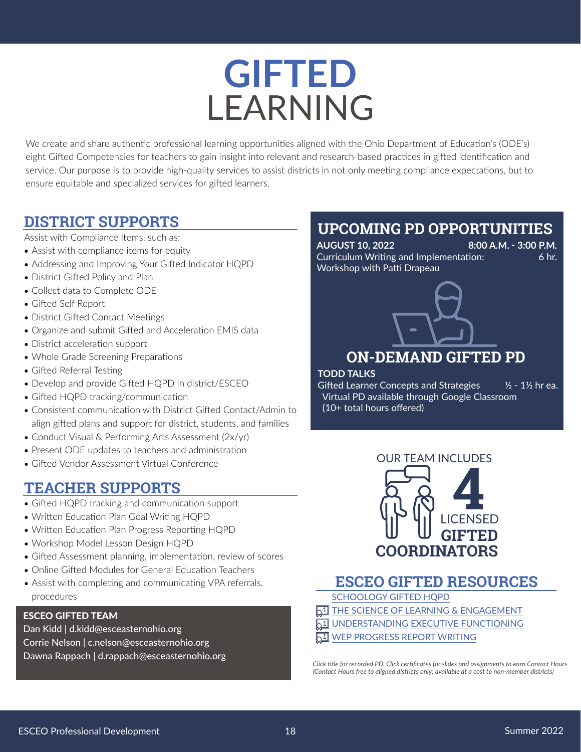# GIFTED LEARNING

We create and share authentic professional learning opportunities aligned with the Ohio Department of Education's (ODE's) eight Gifted Competencies for teachers to gain insight into relevant and research-based practices in gifted identification and service. Our purpose is to provide high-quality services to assist districts in not only meeting compliance expectations, but to ensure equitable and specialized services for gifted learners.

## DISTRICT SUPPORTS

Assist with Compliance Items, such as:

- Assist with compliance items for equity
- Addressing and Improving Your Gifted Indicator HQPD
- District Gifted Policy and Plan
- Collect data to Complete ODE
- Gifted Self Report
- District Gifted Contact Meetings
- Organize and submit Gifted and Acceleration EMIS data
- District acceleration support
- Whole Grade Screening Preparations
- Gifted Referral Testing
- Develop and provide Gifted HQPD in district/ESCEO
- Gifted HQPD tracking/communication
- Consistent communication with District Gifted Contact/Admin to align gifted plans and support for district, students, and families
- Conduct Visual & Performing Arts Assessment (2x/yr)
- Present ODE updates to teachers and administration
- Gifted Vendor Assessment Virtual Conference

## TEACHER SUPPORTS

- Gifted HQPD tracking and communication support
- Written Education Plan Goal Writing HQPD
- Written Education Plan Progress Reporting HQPD
- Workshop Model Lesson Design HQPD
- Gifted Assessment planning, implementation, review of scores
- Online Gifted Modules for General Education Teachers
- Assist with completing and communicating VPA referrals, procedures

**ESCEO GIFTED TEAM**

Dan Kidd | d.kidd@esceasternohio.org
Corrie Nelson | c.nelson@esceasternohio.org
Dawna Rappach | d.rappach@esceasternohio.org

## UPCOMING PD OPPORTUNITIES

**AUGUST 10, 2022** — **8:00 A.M. - 3:00 P.M.**
Curriculum Writing and Implementation: Workshop with Patti Drapeau — 6 hr.

## ON-DEMAND GIFTED PD

**TODD TALKS**
Gifted Learner Concepts and Strategies — ½ - 1½ hr ea.
Virtual PD available through Google Classroom (10+ total hours offered)

OUR TEAM INCLUDES **4** LICENSED **GIFTED COORDINATORS**

## ESCEO GIFTED RESOURCES

- SCHOOLOGY GIFTED HQPD
- THE SCIENCE OF LEARNING & ENGAGEMENT
- UNDERSTANDING EXECUTIVE FUNCTIONING
- WEP PROGRESS REPORT WRITING

*Click title for recorded PD. Click certificates for slides and assignments to earn Contact Hours (Contact Hours free to aligned districts only; available at a cost to non-member districts)*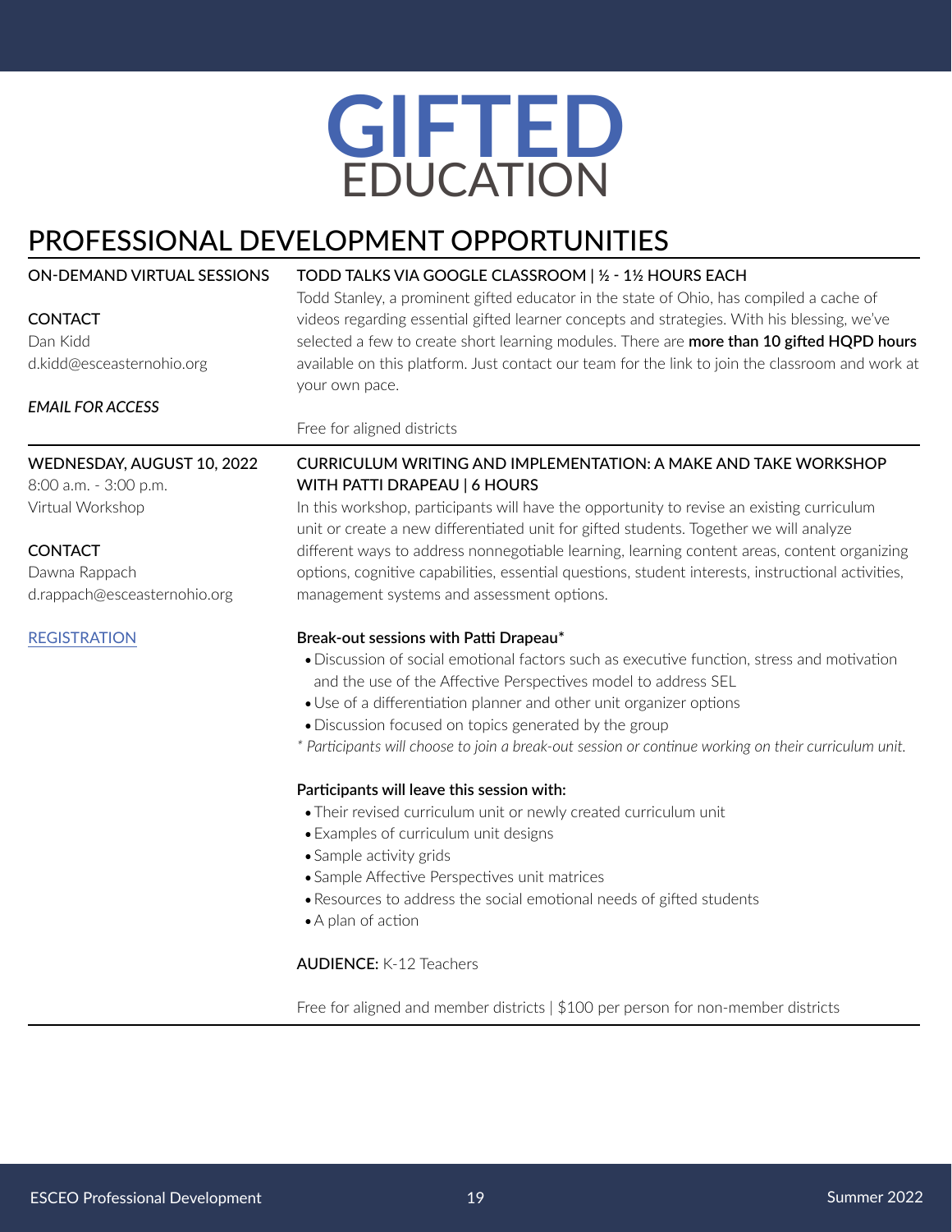# GIFTED EDUCATION

## PROFESSIONAL DEVELOPMENT OPPORTUNITIES

ON-DEMAND VIRTUAL SESSIONS

CONTACT
Dan Kidd
d.kidd@esceasternohio.org

*EMAIL FOR ACCESS*

### TODD TALKS VIA GOOGLE CLASSROOM | ½ - 1½ HOURS EACH

Todd Stanley, a prominent gifted educator in the state of Ohio, has compiled a cache of videos regarding essential gifted learner concepts and strategies. With his blessing, we've selected a few to create short learning modules. There are **more than 10 gifted HQPD hours** available on this platform. Just contact our team for the link to join the classroom and work at your own pace.

Free for aligned districts

---

WEDNESDAY, AUGUST 10, 2022
8:00 a.m. - 3:00 p.m.
Virtual Workshop

CONTACT
Dawna Rappach
d.rappach@esceasternohio.org

REGISTRATION

### CURRICULUM WRITING AND IMPLEMENTATION: A MAKE AND TAKE WORKSHOP WITH PATTI DRAPEAU | 6 HOURS

In this workshop, participants will have the opportunity to revise an existing curriculum unit or create a new differentiated unit for gifted students. Together we will analyze different ways to address nonnegotiable learning, learning content areas, content organizing options, cognitive capabilities, essential questions, student interests, instructional activities, management systems and assessment options.

**Break-out sessions with Patti Drapeau***

- Discussion of social emotional factors such as executive function, stress and motivation and the use of the Affective Perspectives model to address SEL
- Use of a differentiation planner and other unit organizer options
- Discussion focused on topics generated by the group

*\* Participants will choose to join a break-out session or continue working on their curriculum unit.*

**Participants will leave this session with:**

- Their revised curriculum unit or newly created curriculum unit
- Examples of curriculum unit designs
- Sample activity grids
- Sample Affective Perspectives unit matrices
- Resources to address the social emotional needs of gifted students
- A plan of action

**AUDIENCE:** K-12 Teachers

Free for aligned and member districts | $100 per person for non-member districts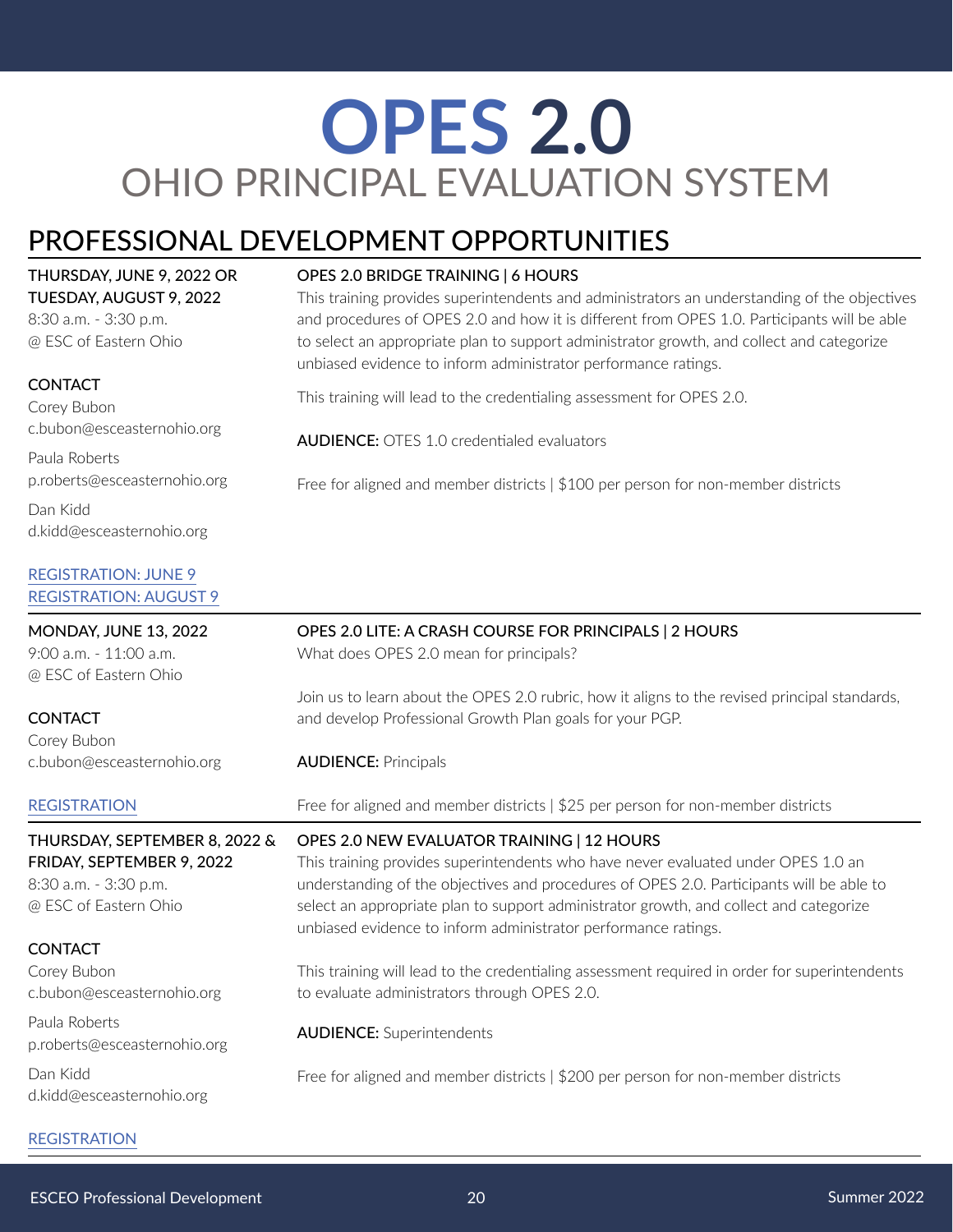# OPES 2.0

## OHIO PRINCIPAL EVALUATION SYSTEM

## PROFESSIONAL DEVELOPMENT OPPORTUNITIES

### OPES 2.0 BRIDGE TRAINING | 6 HOURS

THURSDAY, JUNE 9, 2022 OR TUESDAY, AUGUST 9, 2022
8:30 a.m. - 3:30 p.m.
@ ESC of Eastern Ohio

**CONTACT**
Corey Bubon
c.bubon@esceasternohio.org

Paula Roberts
p.roberts@esceasternohio.org

Dan Kidd
d.kidd@esceasternohio.org

REGISTRATION: JUNE 9
REGISTRATION: AUGUST 9

This training provides superintendents and administrators an understanding of the objectives and procedures of OPES 2.0 and how it is different from OPES 1.0. Participants will be able to select an appropriate plan to support administrator growth, and collect and categorize unbiased evidence to inform administrator performance ratings.

This training will lead to the credentialing assessment for OPES 2.0.

**AUDIENCE:** OTES 1.0 credentialed evaluators

Free for aligned and member districts | $100 per person for non-member districts

---

### OPES 2.0 LITE: A CRASH COURSE FOR PRINCIPALS | 2 HOURS

MONDAY, JUNE 13, 2022
9:00 a.m. - 11:00 a.m.
@ ESC of Eastern Ohio

**CONTACT**
Corey Bubon
c.bubon@esceasternohio.org

REGISTRATION

What does OPES 2.0 mean for principals?

Join us to learn about the OPES 2.0 rubric, how it aligns to the revised principal standards, and develop Professional Growth Plan goals for your PGP.

**AUDIENCE:** Principals

Free for aligned and member districts | $25 per person for non-member districts

---

### OPES 2.0 NEW EVALUATOR TRAINING | 12 HOURS

THURSDAY, SEPTEMBER 8, 2022 & FRIDAY, SEPTEMBER 9, 2022
8:30 a.m. - 3:30 p.m.
@ ESC of Eastern Ohio

**CONTACT**
Corey Bubon
c.bubon@esceasternohio.org

Paula Roberts
p.roberts@esceasternohio.org

Dan Kidd
d.kidd@esceasternohio.org

REGISTRATION

This training provides superintendents who have never evaluated under OPES 1.0 an understanding of the objectives and procedures of OPES 2.0. Participants will be able to select an appropriate plan to support administrator growth, and collect and categorize unbiased evidence to inform administrator performance ratings.

This training will lead to the credentialing assessment required in order for superintendents to evaluate administrators through OPES 2.0.

**AUDIENCE:** Superintendents

Free for aligned and member districts | $200 per person for non-member districts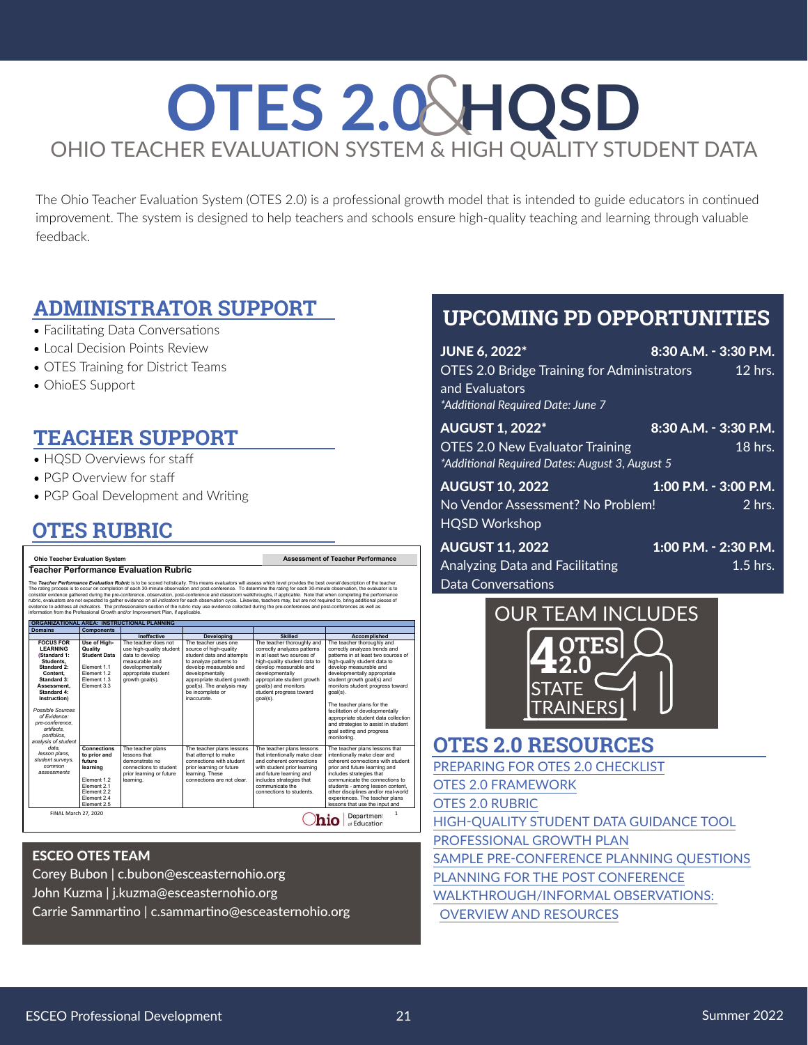# OTES 2.0 & HQSD

## OHIO TEACHER EVALUATION SYSTEM & HIGH QUALITY STUDENT DATA

The Ohio Teacher Evaluation System (OTES 2.0) is a professional growth model that is intended to guide educators in continued improvement. The system is designed to help teachers and schools ensure high-quality teaching and learning through valuable feedback.

## ADMINISTRATOR SUPPORT

- Facilitating Data Conversations
- Local Decision Points Review
- OTES Training for District Teams
- OhioES Support

## TEACHER SUPPORT

- HQSD Overviews for staff
- PGP Overview for staff
- PGP Goal Development and Writing

## OTES RUBRIC

**Ohio Teacher Evaluation System** — **Assessment of Teacher Performance**

**Teacher Performance Evaluation Rubric**

The ***Teacher Performance Evaluation Rubric*** is to be scored holistically. This means evaluators will assess which level provides the best *overall* description of the teacher. The rating process is to occur on completion of each 30-minute observation and post-conference. To determine the rating for each 30-minute observation, the evaluator is to consider evidence gathered during the pre-conference, observation, post-conference and classroom walkthroughs, if applicable. Note that when completing the performance rubric, evaluators are not expected to gather evidence on all *indicators* for each observation cycle. Likewise, teachers may, but are not required to, bring additional pieces of evidence to address all *indicators*. The professionalism section of the rubric may use evidence collected during the pre-conferences and post-conferences as well as information from the Professional Growth and/or Improvement Plan, if applicable.

| Domains | Components | Ineffective | Developing | Skilled | Accomplished |
|---|---|---|---|---|---|
| **ORGANIZATIONAL AREA: INSTRUCTIONAL PLANNING** | | | | | |
| **FOCUS FOR LEARNING (Standard 1: Students, Standard 2: Content, Standard 3: Assessment, Standard 4: Instruction)** *Possible Sources of Evidence: pre-conference, artifacts, portfolios, analysis of student data, lesson plans, student surveys, common assessments* | **Use of High-Quality Student Data** Element 1.1 Element 1.2 Element 1.3 Element 3.3 | The teacher does not use high-quality student data to develop measurable and developmentally appropriate student growth goal(s). | The teacher uses one source of high-quality student data and attempts to analyze patterns to develop measurable and developmentally appropriate student growth goal(s). The analysis may be incomplete or inaccurate. | The teacher thoroughly and correctly analyzes patterns in at least two sources of high-quality student data to develop measurable and developmentally appropriate student growth goal(s) and monitors student progress toward goal(s). | The teacher thoroughly and correctly analyzes trends and patterns in at least two sources of high-quality student data to develop measurable and developmentally appropriate student growth goal(s) and monitors student progress toward goal(s). The teacher plans for the facilitation of developmentally appropriate student data collection and strategies to assist in student goal setting and progress monitoring. |
| | **Connections to prior and future learning** Element 1.2 Element 2.1 Element 2.2 Element 2.4 Element 2.5 | The teacher plans lessons that demonstrate no connections to student prior learning or future learning. | The teacher plans lessons that attempt to make connections with student prior learning or future learning. These connections are not clear. | The teacher plans lessons that intentionally make clear and coherent connections with student prior learning and future learning and includes strategies that communicate the connections to students. | The teacher plans lessons that intentionally make clear and coherent connections with student prior and future learning and includes strategies that communicate the connections to students - among lesson content, other disciplines and/or real-world experiences. The teacher plans lessons that use the input and |

FINAL March 27, 2020 — Ohio Department of Education — 1

## ESCEO OTES TEAM

Corey Bubon | c.bubon@esceasternohio.org
John Kuzma | j.kuzma@esceasternohio.org
Carrie Sammartino | c.sammartino@esceasternohio.org

## UPCOMING PD OPPORTUNITIES

**JUNE 6, 2022*** — **8:30 A.M. - 3:30 P.M.**
OTES 2.0 Bridge Training for Administrators and Evaluators — 12 hrs.
*\*Additional Required Date: June 7*

**AUGUST 1, 2022*** — **8:30 A.M. - 3:30 P.M.**
OTES 2.0 New Evaluator Training — 18 hrs.
*\*Additional Required Dates: August 3, August 5*

**AUGUST 10, 2022** — **1:00 P.M. - 3:00 P.M.**
No Vendor Assessment? No Problem! HQSD Workshop — 2 hrs.

**AUGUST 11, 2022** — **1:00 P.M. - 2:30 P.M.**
Analyzing Data and Facilitating Data Conversations — 1.5 hrs.

## OUR TEAM INCLUDES

4 OTES 2.0 STATE TRAINERS

## OTES 2.0 RESOURCES

- PREPARING FOR OTES 2.0 CHECKLIST
- OTES 2.0 FRAMEWORK
- OTES 2.0 RUBRIC
- HIGH-QUALITY STUDENT DATA GUIDANCE TOOL
- PROFESSIONAL GROWTH PLAN
- SAMPLE PRE-CONFERENCE PLANNING QUESTIONS
- PLANNING FOR THE POST CONFERENCE
- WALKTHROUGH/INFORMAL OBSERVATIONS: OVERVIEW AND RESOURCES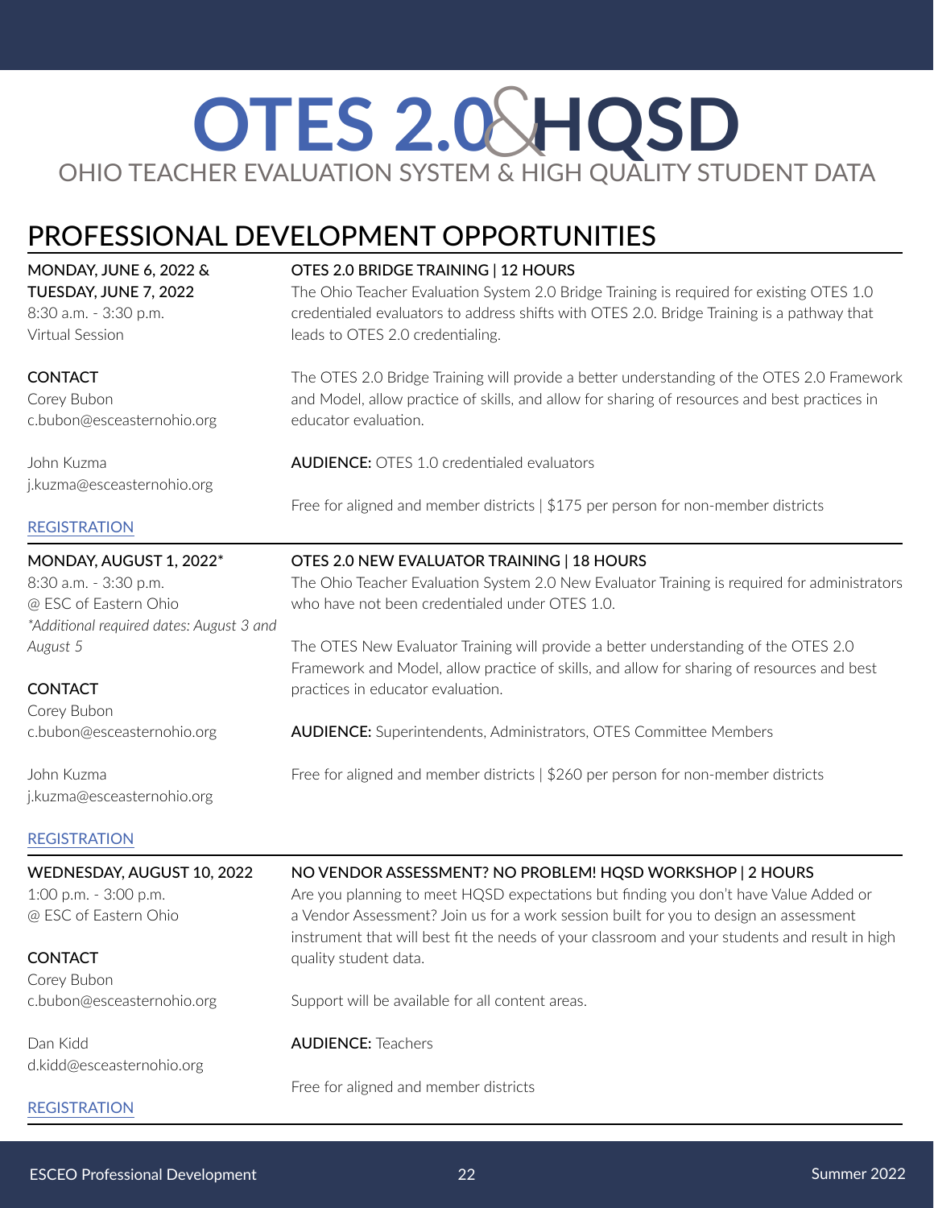# OTES 2.0 & HQSD

OHIO TEACHER EVALUATION SYSTEM & HIGH QUALITY STUDENT DATA

## PROFESSIONAL DEVELOPMENT OPPORTUNITIES

**MONDAY, JUNE 6, 2022 & TUESDAY, JUNE 7, 2022**
8:30 a.m. - 3:30 p.m.
Virtual Session

**CONTACT**
Corey Bubon
c.bubon@esceasternohio.org

John Kuzma
j.kuzma@esceasternohio.org

REGISTRATION

### OTES 2.0 BRIDGE TRAINING | 12 HOURS

The Ohio Teacher Evaluation System 2.0 Bridge Training is required for existing OTES 1.0 credentialed evaluators to address shifts with OTES 2.0. Bridge Training is a pathway that leads to OTES 2.0 credentialing.

The OTES 2.0 Bridge Training will provide a better understanding of the OTES 2.0 Framework and Model, allow practice of skills, and allow for sharing of resources and best practices in educator evaluation.

**AUDIENCE:** OTES 1.0 credentialed evaluators

Free for aligned and member districts | $175 per person for non-member districts

---

**MONDAY, AUGUST 1, 2022***
8:30 a.m. - 3:30 p.m.
@ ESC of Eastern Ohio
*\*Additional required dates: August 3 and August 5*

**CONTACT**
Corey Bubon
c.bubon@esceasternohio.org

John Kuzma
j.kuzma@esceasternohio.org

REGISTRATION

### OTES 2.0 NEW EVALUATOR TRAINING | 18 HOURS

The Ohio Teacher Evaluation System 2.0 New Evaluator Training is required for administrators who have not been credentialed under OTES 1.0.

The OTES New Evaluator Training will provide a better understanding of the OTES 2.0 Framework and Model, allow practice of skills, and allow for sharing of resources and best practices in educator evaluation.

**AUDIENCE:** Superintendents, Administrators, OTES Committee Members

Free for aligned and member districts | $260 per person for non-member districts

---

**WEDNESDAY, AUGUST 10, 2022**
1:00 p.m. - 3:00 p.m.
@ ESC of Eastern Ohio

**CONTACT**
Corey Bubon
c.bubon@esceasternohio.org

Dan Kidd
d.kidd@esceasternohio.org

REGISTRATION

### NO VENDOR ASSESSMENT? NO PROBLEM! HQSD WORKSHOP | 2 HOURS

Are you planning to meet HQSD expectations but finding you don't have Value Added or a Vendor Assessment? Join us for a work session built for you to design an assessment instrument that will best fit the needs of your classroom and your students and result in high quality student data.

Support will be available for all content areas.

**AUDIENCE:** Teachers

Free for aligned and member districts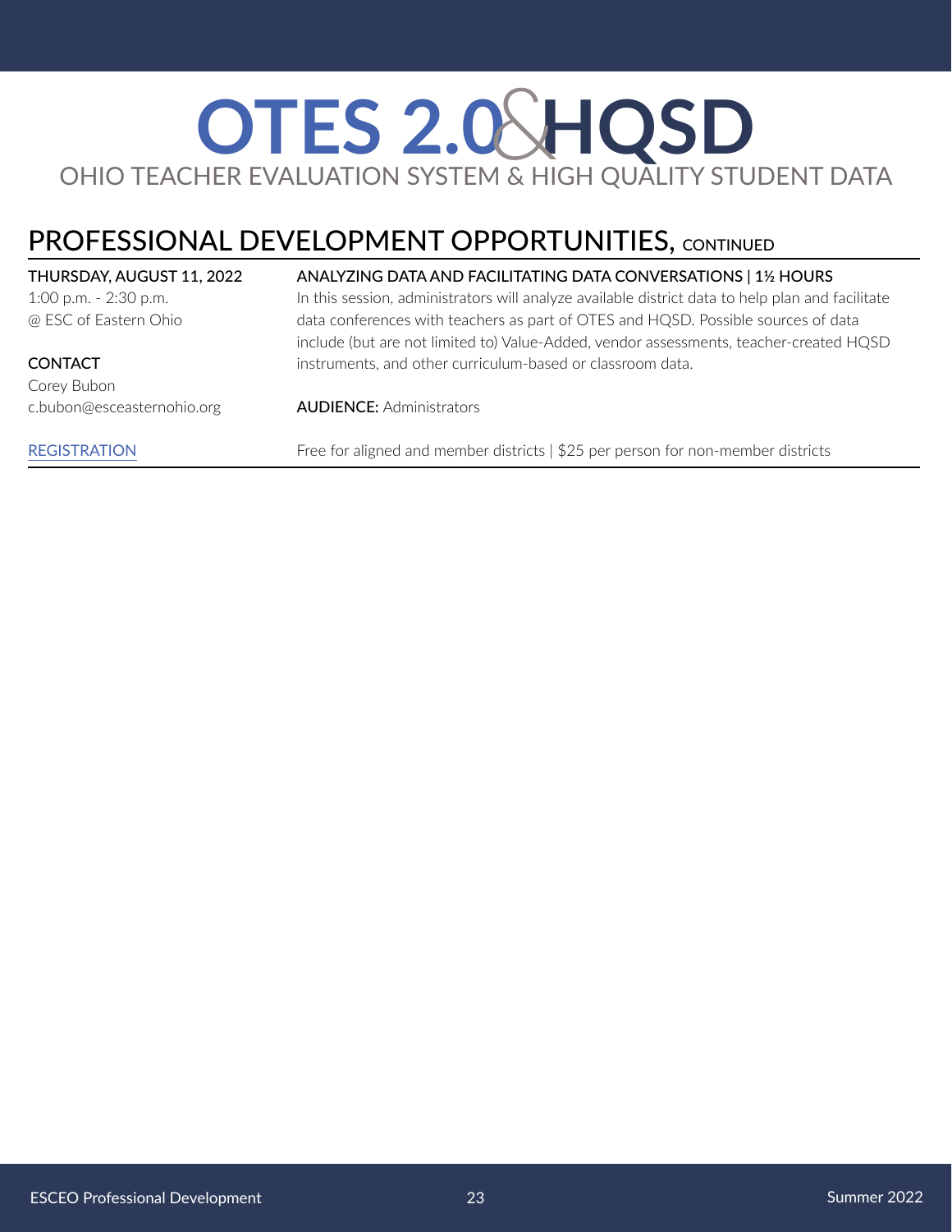# OTES 2.0 & HQSD

OHIO TEACHER EVALUATION SYSTEM & HIGH QUALITY STUDENT DATA

## PROFESSIONAL DEVELOPMENT OPPORTUNITIES, CONTINUED

**THURSDAY, AUGUST 11, 2022**
1:00 p.m. - 2:30 p.m.
@ ESC of Eastern Ohio

**CONTACT**
Corey Bubon
c.bubon@esceasternohio.org

REGISTRATION

**ANALYZING DATA AND FACILITATING DATA CONVERSATIONS | 1½ HOURS**

In this session, administrators will analyze available district data to help plan and facilitate data conferences with teachers as part of OTES and HQSD. Possible sources of data include (but are not limited to) Value-Added, vendor assessments, teacher-created HQSD instruments, and other curriculum-based or classroom data.

**AUDIENCE:** Administrators

Free for aligned and member districts | $25 per person for non-member districts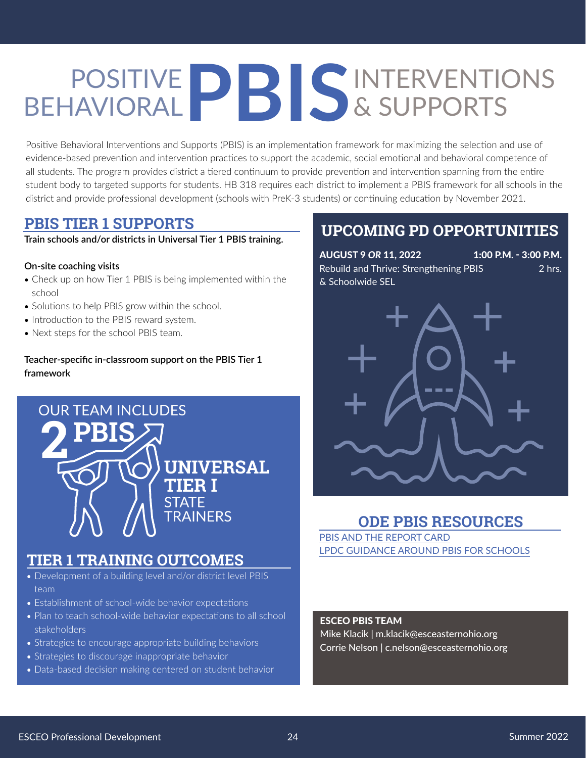# POSITIVE BEHAVIORAL PBIS INTERVENTIONS & SUPPORTS

Positive Behavioral Interventions and Supports (PBIS) is an implementation framework for maximizing the selection and use of evidence-based prevention and intervention practices to support the academic, social emotional and behavioral competence of all students. The program provides district a tiered continuum to provide prevention and intervention spanning from the entire student body to targeted supports for students. HB 318 requires each district to implement a PBIS framework for all schools in the district and provide professional development (schools with PreK-3 students) or continuing education by November 2021.

## PBIS TIER 1 SUPPORTS

**Train schools and/or districts in Universal Tier 1 PBIS training.**

**On-site coaching visits**

- Check up on how Tier 1 PBIS is being implemented within the school
- Solutions to help PBIS grow within the school.
- Introduction to the PBIS reward system.
- Next steps for the school PBIS team.

**Teacher-specific in-classroom support on the PBIS Tier 1 framework**

OUR TEAM INCLUDES **2 PBIS UNIVERSAL TIER I** STATE TRAINERS

## TIER 1 TRAINING OUTCOMES

- Development of a building level and/or district level PBIS team
- Establishment of school-wide behavior expectations
- Plan to teach school-wide behavior expectations to all school stakeholders
- Strategies to encourage appropriate building behaviors
- Strategies to discourage inappropriate behavior
- Data-based decision making centered on student behavior

## UPCOMING PD OPPORTUNITIES

**AUGUST 9 *OR* 11, 2022** — **1:00 P.M. - 3:00 P.M.**
Rebuild and Thrive: Strengthening PBIS & Schoolwide SEL — 2 hrs.

## ODE PBIS RESOURCES

PBIS AND THE REPORT CARD
LPDC GUIDANCE AROUND PBIS FOR SCHOOLS

**ESCEO PBIS TEAM**
Mike Klacik | m.klacik@esceasternohio.org
Corrie Nelson | c.nelson@esceasternohio.org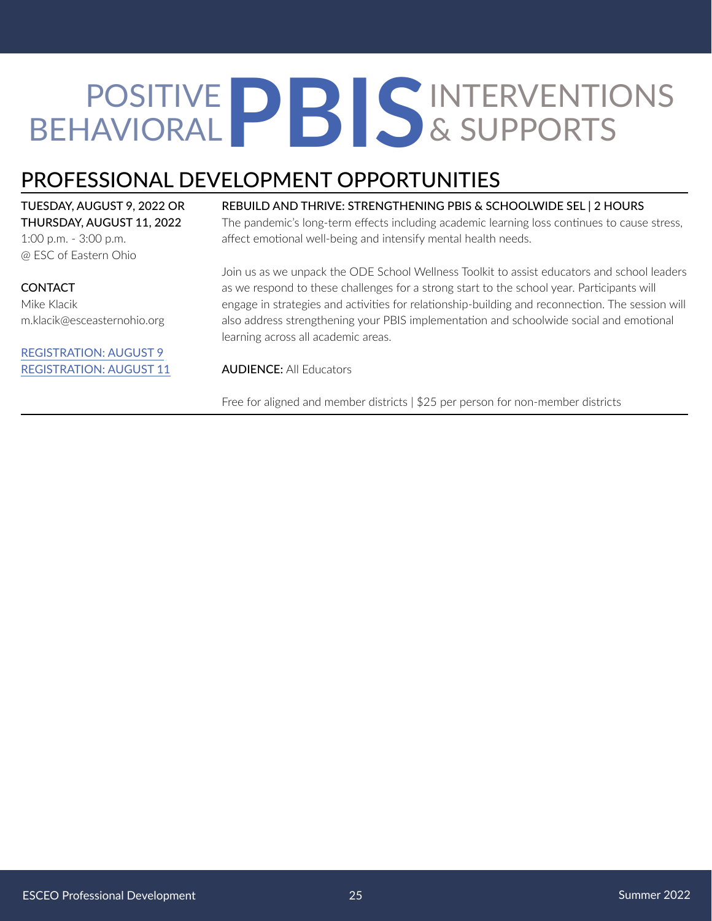# POSITIVE BEHAVIORAL **PBIS** INTERVENTIONS & SUPPORTS

## PROFESSIONAL DEVELOPMENT OPPORTUNITIES

**TUESDAY, AUGUST 9, 2022 OR THURSDAY, AUGUST 11, 2022**
1:00 p.m. - 3:00 p.m.
@ ESC of Eastern Ohio

**CONTACT**
Mike Klacik
m.klacik@esceasternohio.org

REGISTRATION: AUGUST 9
REGISTRATION: AUGUST 11

**REBUILD AND THRIVE: STRENGTHENING PBIS & SCHOOLWIDE SEL | 2 HOURS**

The pandemic's long-term effects including academic learning loss continues to cause stress, affect emotional well-being and intensify mental health needs.

Join us as we unpack the ODE School Wellness Toolkit to assist educators and school leaders as we respond to these challenges for a strong start to the school year. Participants will engage in strategies and activities for relationship-building and reconnection. The session will also address strengthening your PBIS implementation and schoolwide social and emotional learning across all academic areas.

**AUDIENCE:** All Educators

Free for aligned and member districts | $25 per person for non-member districts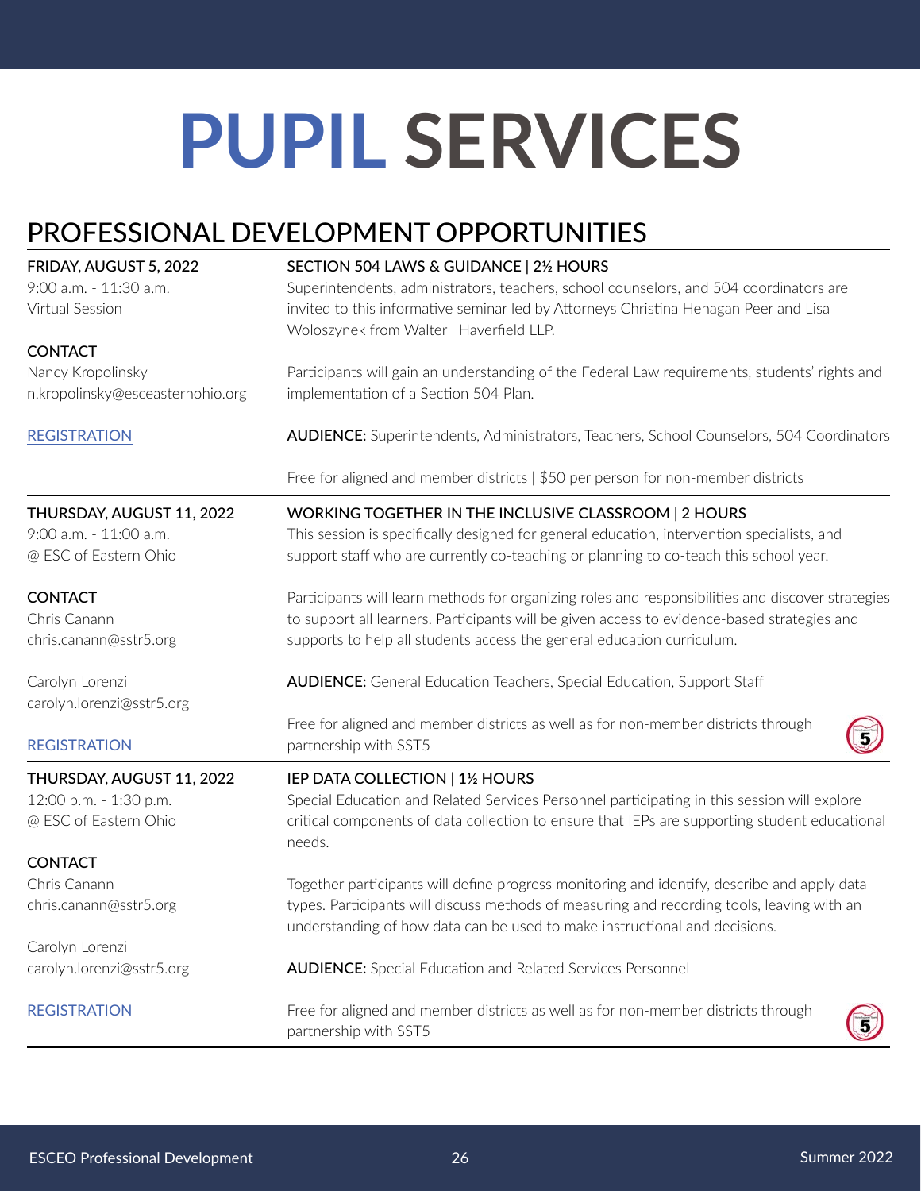# PUPIL SERVICES

## PROFESSIONAL DEVELOPMENT OPPORTUNITIES

**FRIDAY, AUGUST 5, 2022**
9:00 a.m. - 11:30 a.m.
Virtual Session

**CONTACT**
Nancy Kropolinsky
n.kropolinsky@esceasternohio.org

REGISTRATION

### SECTION 504 LAWS & GUIDANCE | 2½ HOURS

Superintendents, administrators, teachers, school counselors, and 504 coordinators are invited to this informative seminar led by Attorneys Christina Henagan Peer and Lisa Woloszynek from Walter | Haverfield LLP.

Participants will gain an understanding of the Federal Law requirements, students' rights and implementation of a Section 504 Plan.

**AUDIENCE:** Superintendents, Administrators, Teachers, School Counselors, 504 Coordinators

Free for aligned and member districts | $50 per person for non-member districts

---

**THURSDAY, AUGUST 11, 2022**
9:00 a.m. - 11:00 a.m.
@ ESC of Eastern Ohio

**CONTACT**
Chris Canann
chris.canann@sstr5.org

Carolyn Lorenzi
carolyn.lorenzi@sstr5.org

REGISTRATION

### WORKING TOGETHER IN THE INCLUSIVE CLASSROOM | 2 HOURS

This session is specifically designed for general education, intervention specialists, and support staff who are currently co-teaching or planning to co-teach this school year.

Participants will learn methods for organizing roles and responsibilities and discover strategies to support all learners. Participants will be given access to evidence-based strategies and supports to help all students access the general education curriculum.

**AUDIENCE:** General Education Teachers, Special Education, Support Staff

Free for aligned and member districts as well as for non-member districts through partnership with SST5

---

**THURSDAY, AUGUST 11, 2022**
12:00 p.m. - 1:30 p.m.
@ ESC of Eastern Ohio

**CONTACT**
Chris Canann
chris.canann@sstr5.org

Carolyn Lorenzi
carolyn.lorenzi@sstr5.org

REGISTRATION

### IEP DATA COLLECTION | 1½ HOURS

Special Education and Related Services Personnel participating in this session will explore critical components of data collection to ensure that IEPs are supporting student educational needs.

Together participants will define progress monitoring and identify, describe and apply data types. Participants will discuss methods of measuring and recording tools, leaving with an understanding of how data can be used to make instructional and decisions.

**AUDIENCE:** Special Education and Related Services Personnel

Free for aligned and member districts as well as for non-member districts through partnership with SST5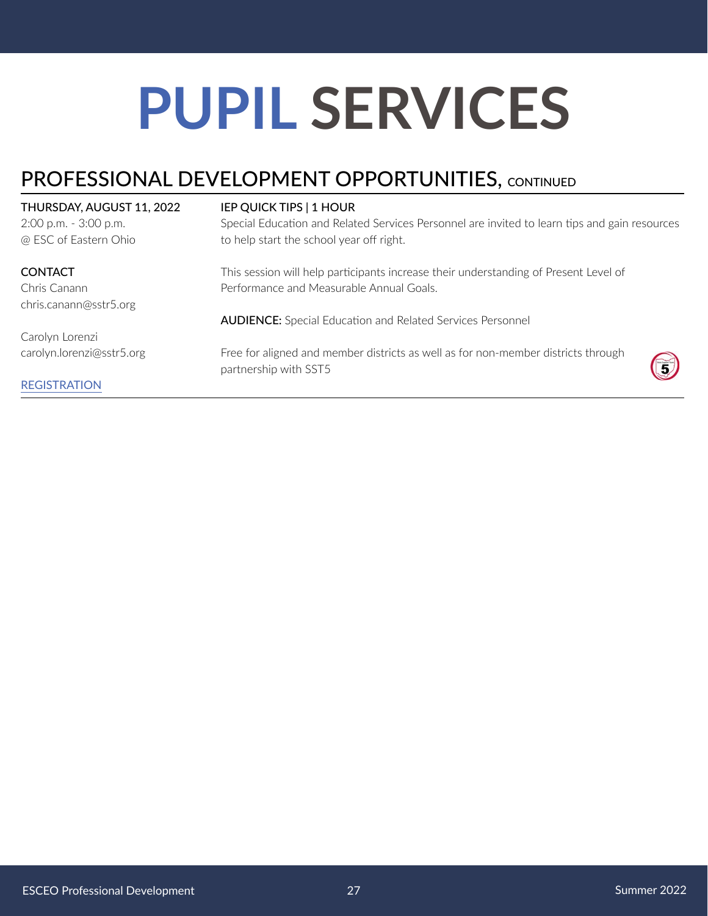# PUPIL SERVICES

## PROFESSIONAL DEVELOPMENT OPPORTUNITIES, CONTINUED

**THURSDAY, AUGUST 11, 2022**
2:00 p.m. - 3:00 p.m.
@ ESC of Eastern Ohio

**CONTACT**
Chris Canann
chris.canann@sstr5.org

Carolyn Lorenzi
carolyn.lorenzi@sstr5.org

REGISTRATION

**IEP QUICK TIPS | 1 HOUR**

Special Education and Related Services Personnel are invited to learn tips and gain resources to help start the school year off right.

This session will help participants increase their understanding of Present Level of Performance and Measurable Annual Goals.

**AUDIENCE:** Special Education and Related Services Personnel

Free for aligned and member districts as well as for non-member districts through partnership with SST5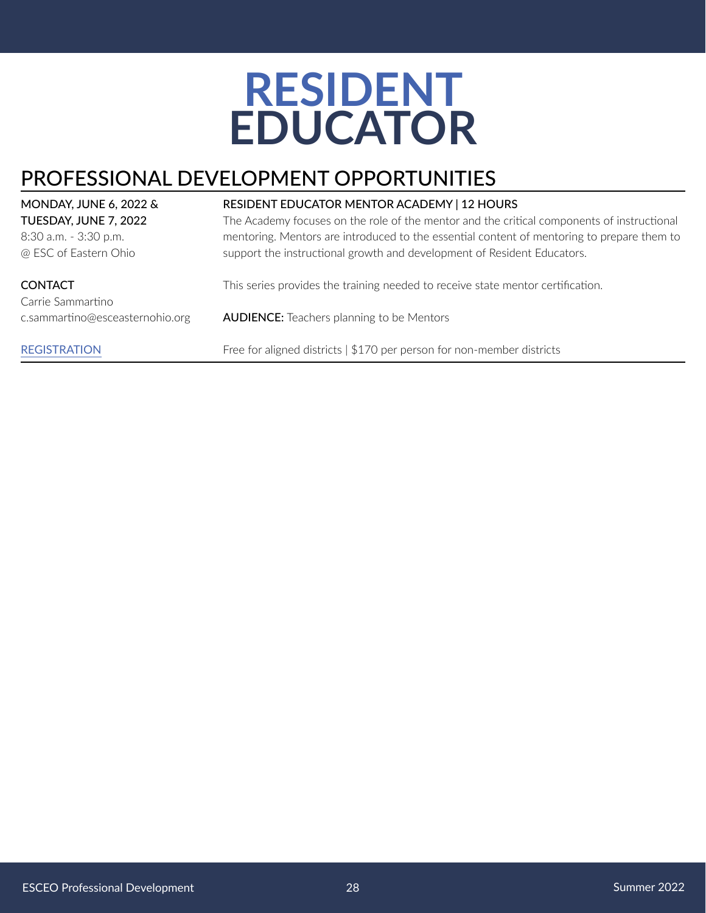# RESIDENT EDUCATOR

## PROFESSIONAL DEVELOPMENT OPPORTUNITIES

**MONDAY, JUNE 6, 2022 &**
**TUESDAY, JUNE 7, 2022**
8:30 a.m. - 3:30 p.m.
@ ESC of Eastern Ohio

**CONTACT**
Carrie Sammartino
c.sammartino@esceasternohio.org

REGISTRATION

**RESIDENT EDUCATOR MENTOR ACADEMY | 12 HOURS**

The Academy focuses on the role of the mentor and the critical components of instructional mentoring. Mentors are introduced to the essential content of mentoring to prepare them to support the instructional growth and development of Resident Educators.

This series provides the training needed to receive state mentor certification.

**AUDIENCE:** Teachers planning to be Mentors

Free for aligned districts | $170 per person for non-member districts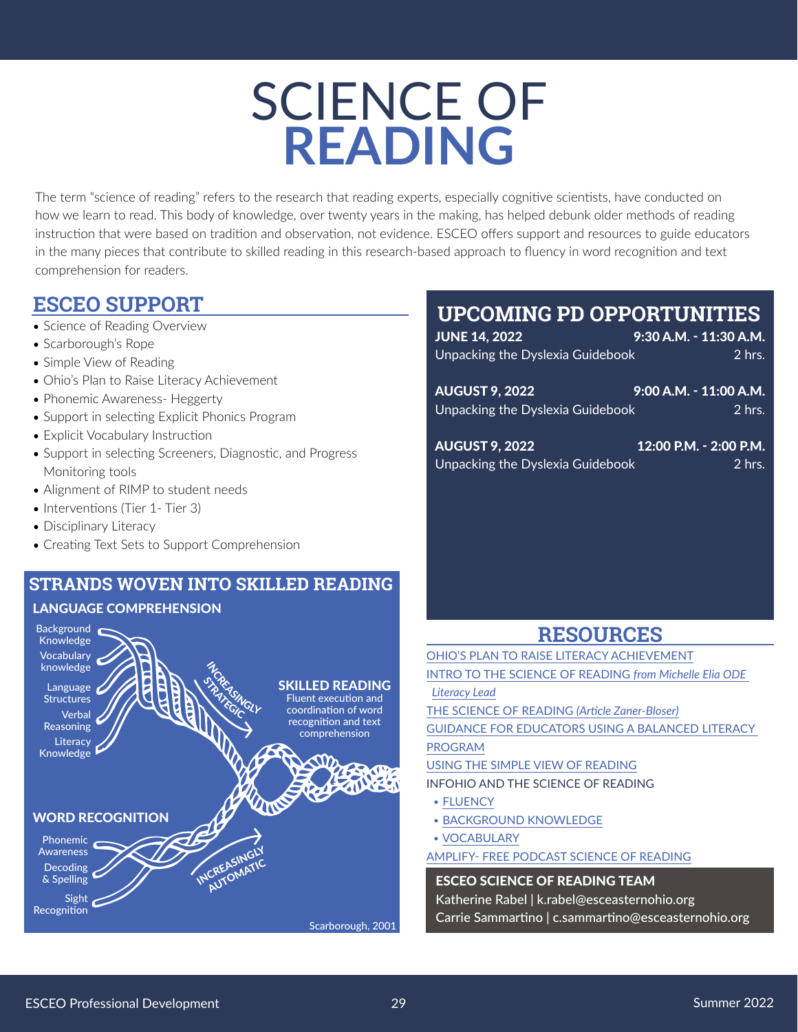# SCIENCE OF READING

The term "science of reading" refers to the research that reading experts, especially cognitive scientists, have conducted on how we learn to read. This body of knowledge, over twenty years in the making, has helped debunk older methods of reading instruction that were based on tradition and observation, not evidence. ESCEO offers support and resources to guide educators in the many pieces that contribute to skilled reading in this research-based approach to fluency in word recognition and text comprehension for readers.

## ESCEO SUPPORT

- Science of Reading Overview
- Scarborough's Rope
- Simple View of Reading
- Ohio's Plan to Raise Literacy Achievement
- Phonemic Awareness- Heggerty
- Support in selecting Explicit Phonics Program
- Explicit Vocabulary Instruction
- Support in selecting Screeners, Diagnostic, and Progress Monitoring tools
- Alignment of RIMP to student needs
- Interventions (Tier 1- Tier 3)
- Disciplinary Literacy
- Creating Text Sets to Support Comprehension

## STRANDS WOVEN INTO SKILLED READING

**LANGUAGE COMPREHENSION**

- Background Knowledge
- Vocabulary knowledge
- Language Structures
- Verbal Reasoning
- Literacy Knowledge

INCREASINGLY STRATEGIC

**SKILLED READING**
Fluent execution and coordination of word recognition and text comprehension

**WORD RECOGNITION**

- Phonemic Awareness
- Decoding & Spelling
- Sight Recognition

INCREASINGLY AUTOMATIC

Scarborough, 2001

## UPCOMING PD OPPORTUNITIES

| Date | Time | Session | Length |
|---|---|---|---|
| JUNE 14, 2022 | 9:30 A.M. - 11:30 A.M. | Unpacking the Dyslexia Guidebook | 2 hrs. |
| AUGUST 9, 2022 | 9:00 A.M. - 11:00 A.M. | Unpacking the Dyslexia Guidebook | 2 hrs. |
| AUGUST 9, 2022 | 12:00 P.M. - 2:00 P.M. | Unpacking the Dyslexia Guidebook | 2 hrs. |

## RESOURCES

- OHIO'S PLAN TO RAISE LITERACY ACHIEVEMENT
- INTRO TO THE SCIENCE OF READING *from Michelle Elia ODE Literacy Lead*
- THE SCIENCE OF READING *(Article Zaner-Bloser)*
- GUIDANCE FOR EDUCATORS USING A BALANCED LITERACY PROGRAM
- USING THE SIMPLE VIEW OF READING
- INFOHIO AND THE SCIENCE OF READING
  - FLUENCY
  - BACKGROUND KNOWLEDGE
  - VOCABULARY
- AMPLIFY- FREE PODCAST SCIENCE OF READING

**ESCEO SCIENCE OF READING TEAM**

Katherine Rabel | k.rabel@esceasternohio.org
Carrie Sammartino | c.sammartino@esceasternohio.org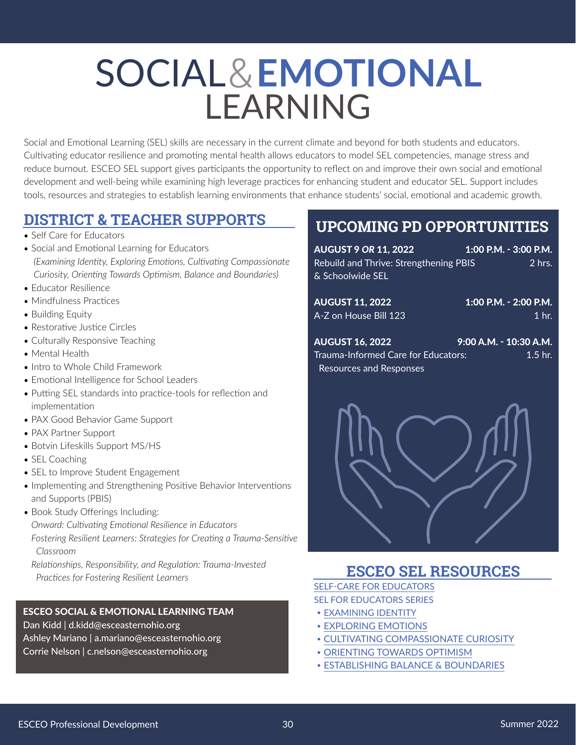# SOCIAL & EMOTIONAL LEARNING

Social and Emotional Learning (SEL) skills are necessary in the current climate and beyond for both students and educators. Cultivating educator resilience and promoting mental health allows educators to model SEL competencies, manage stress and reduce burnout. ESCEO SEL support gives participants the opportunity to reflect on and improve their own social and emotional development and well-being while examining high leverage practices for enhancing student and educator SEL. Support includes tools, resources and strategies to establish learning environments that enhance students' social, emotional and academic growth.

## DISTRICT & TEACHER SUPPORTS

- Self Care for Educators
- Social and Emotional Learning for Educators *(Examining Identity, Exploring Emotions, Cultivating Compassionate Curiosity, Orienting Towards Optimism, Balance and Boundaries)*
- Educator Resilience
- Mindfulness Practices
- Building Equity
- Restorative Justice Circles
- Culturally Responsive Teaching
- Mental Health
- Intro to Whole Child Framework
- Emotional Intelligence for School Leaders
- Putting SEL standards into practice-tools for reflection and implementation
- PAX Good Behavior Game Support
- PAX Partner Support
- Botvin Lifeskills Support MS/HS
- SEL Coaching
- SEL to Improve Student Engagement
- Implementing and Strengthening Positive Behavior Interventions and Supports (PBIS)
- Book Study Offerings Including:
  *Onward: Cultivating Emotional Resilience in Educators*
  *Fostering Resilient Learners: Strategies for Creating a Trauma-Sensitive Classroom*
  *Relationships, Responsibility, and Regulation: Trauma-Invested Practices for Fostering Resilient Learners*

**ESCEO SOCIAL & EMOTIONAL LEARNING TEAM**

Dan Kidd | d.kidd@esceasternohio.org
Ashley Mariano | a.mariano@esceasternohio.org
Corrie Nelson | c.nelson@esceasternohio.org

## UPCOMING PD OPPORTUNITIES

**AUGUST 9 *OR* 11, 2022** — **1:00 P.M. - 3:00 P.M.**
Rebuild and Thrive: Strengthening PBIS & Schoolwide SEL — 2 hrs.

**AUGUST 11, 2022** — **1:00 P.M. - 2:00 P.M.**
A-Z on House Bill 123 — 1 hr.

**AUGUST 16, 2022** — **9:00 A.M. - 10:30 A.M.**
Trauma-Informed Care for Educators: Resources and Responses — 1.5 hr.

## ESCEO SEL RESOURCES

SELF-CARE FOR EDUCATORS

SEL FOR EDUCATORS SERIES

- EXAMINING IDENTITY
- EXPLORING EMOTIONS
- CULTIVATING COMPASSIONATE CURIOSITY
- ORIENTING TOWARDS OPTIMISM
- ESTABLISHING BALANCE & BOUNDARIES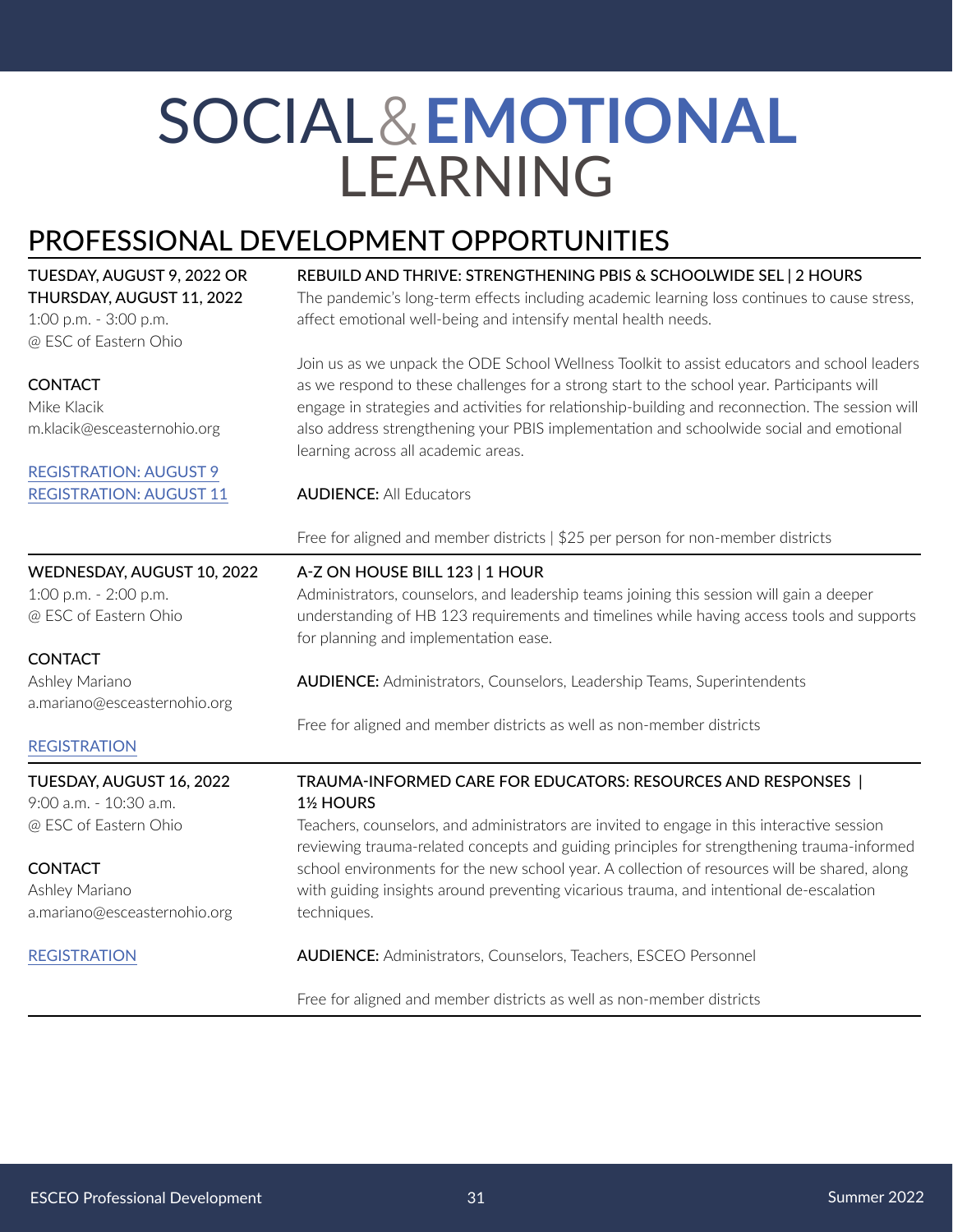# SOCIAL & EMOTIONAL LEARNING

## PROFESSIONAL DEVELOPMENT OPPORTUNITIES

---

TUESDAY, AUGUST 9, 2022 OR THURSDAY, AUGUST 11, 2022
1:00 p.m. - 3:00 p.m.
@ ESC of Eastern Ohio

CONTACT
Mike Klacik
m.klacik@esceasternohio.org

REGISTRATION: AUGUST 9
REGISTRATION: AUGUST 11

### REBUILD AND THRIVE: STRENGTHENING PBIS & SCHOOLWIDE SEL | 2 HOURS

The pandemic's long-term effects including academic learning loss continues to cause stress, affect emotional well-being and intensify mental health needs.

Join us as we unpack the ODE School Wellness Toolkit to assist educators and school leaders as we respond to these challenges for a strong start to the school year. Participants will engage in strategies and activities for relationship-building and reconnection. The session will also address strengthening your PBIS implementation and schoolwide social and emotional learning across all academic areas.

**AUDIENCE:** All Educators

Free for aligned and member districts | $25 per person for non-member districts

---

WEDNESDAY, AUGUST 10, 2022
1:00 p.m. - 2:00 p.m.
@ ESC of Eastern Ohio

CONTACT
Ashley Mariano
a.mariano@esceasternohio.org

REGISTRATION

### A-Z ON HOUSE BILL 123 | 1 HOUR

Administrators, counselors, and leadership teams joining this session will gain a deeper understanding of HB 123 requirements and timelines while having access tools and supports for planning and implementation ease.

**AUDIENCE:** Administrators, Counselors, Leadership Teams, Superintendents

Free for aligned and member districts as well as non-member districts

---

TUESDAY, AUGUST 16, 2022
9:00 a.m. - 10:30 a.m.
@ ESC of Eastern Ohio

CONTACT
Ashley Mariano
a.mariano@esceasternohio.org

REGISTRATION

### TRAUMA-INFORMED CARE FOR EDUCATORS: RESOURCES AND RESPONSES | 1½ HOURS

Teachers, counselors, and administrators are invited to engage in this interactive session reviewing trauma-related concepts and guiding principles for strengthening trauma-informed school environments for the new school year. A collection of resources will be shared, along with guiding insights around preventing vicarious trauma, and intentional de-escalation techniques.

**AUDIENCE:** Administrators, Counselors, Teachers, ESCEO Personnel

Free for aligned and member districts as well as non-member districts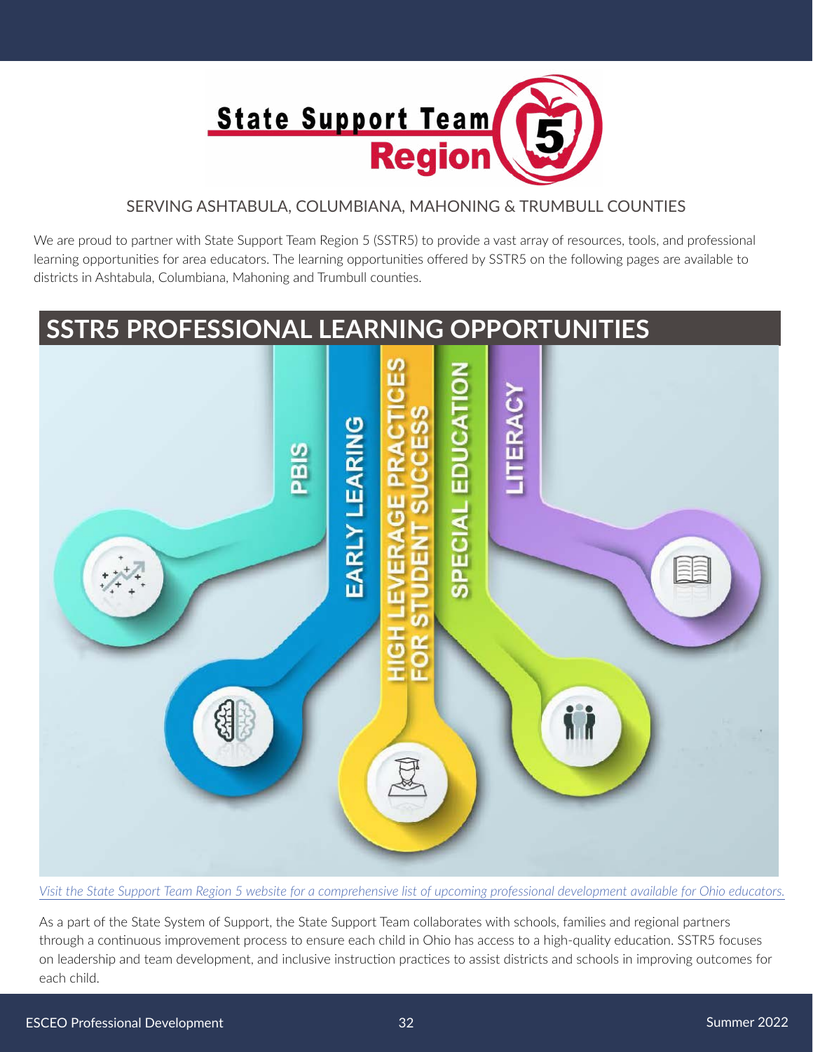State Support Team Region 5

SERVING ASHTABULA, COLUMBIANA, MAHONING & TRUMBULL COUNTIES

We are proud to partner with State Support Team Region 5 (SSTR5) to provide a vast array of resources, tools, and professional learning opportunities for area educators. The learning opportunities offered by SSTR5 on the following pages are available to districts in Ashtabula, Columbiana, Mahoning and Trumbull counties.

## SSTR5 PROFESSIONAL LEARNING OPPORTUNITIES

PBIS

EARLY LEARING

HIGH LEVERAGE PRACTICES FOR STUDENT SUCCESS

SPECIAL EDUCATION

LITERACY

*Visit the State Support Team Region 5 website for a comprehensive list of upcoming professional development available for Ohio educators.*

As a part of the State System of Support, the State Support Team collaborates with schools, families and regional partners through a continuous improvement process to ensure each child in Ohio has access to a high-quality education. SSTR5 focuses on leadership and team development, and inclusive instruction practices to assist districts and schools in improving outcomes for each child.